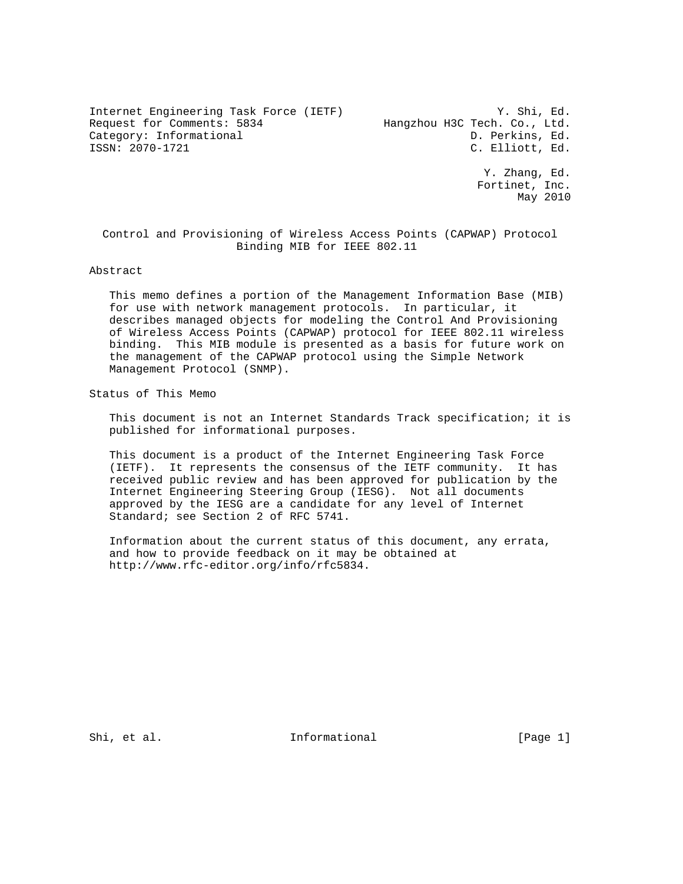Internet Engineering Task Force (IETF)                       Y. Shi, Ed.
Request for Comments: 5834                Hangzhou H3C Tech. Co., Ltd.
Category: Informational                                  D. Perkins, Ed.
ISSN: 2070-1721                                          C. Elliott, Ed.

Y. Zhang, Ed.
Fortinet, Inc.
May 2010

# Control and Provisioning of Wireless Access Points (CAPWAP) Protocol Binding MIB for IEEE 802.11

## Abstract

This memo defines a portion of the Management Information Base (MIB) for use with network management protocols. In particular, it describes managed objects for modeling the Control And Provisioning of Wireless Access Points (CAPWAP) protocol for IEEE 802.11 wireless binding. This MIB module is presented as a basis for future work on the management of the CAPWAP protocol using the Simple Network Management Protocol (SNMP).

## Status of This Memo

This document is not an Internet Standards Track specification; it is published for informational purposes.

This document is a product of the Internet Engineering Task Force (IETF). It represents the consensus of the IETF community. It has received public review and has been approved for publication by the Internet Engineering Steering Group (IESG). Not all documents approved by the IESG are a candidate for any level of Internet Standard; see Section 2 of RFC 5741.

Information about the current status of this document, any errata, and how to provide feedback on it may be obtained at http://www.rfc-editor.org/info/rfc5834.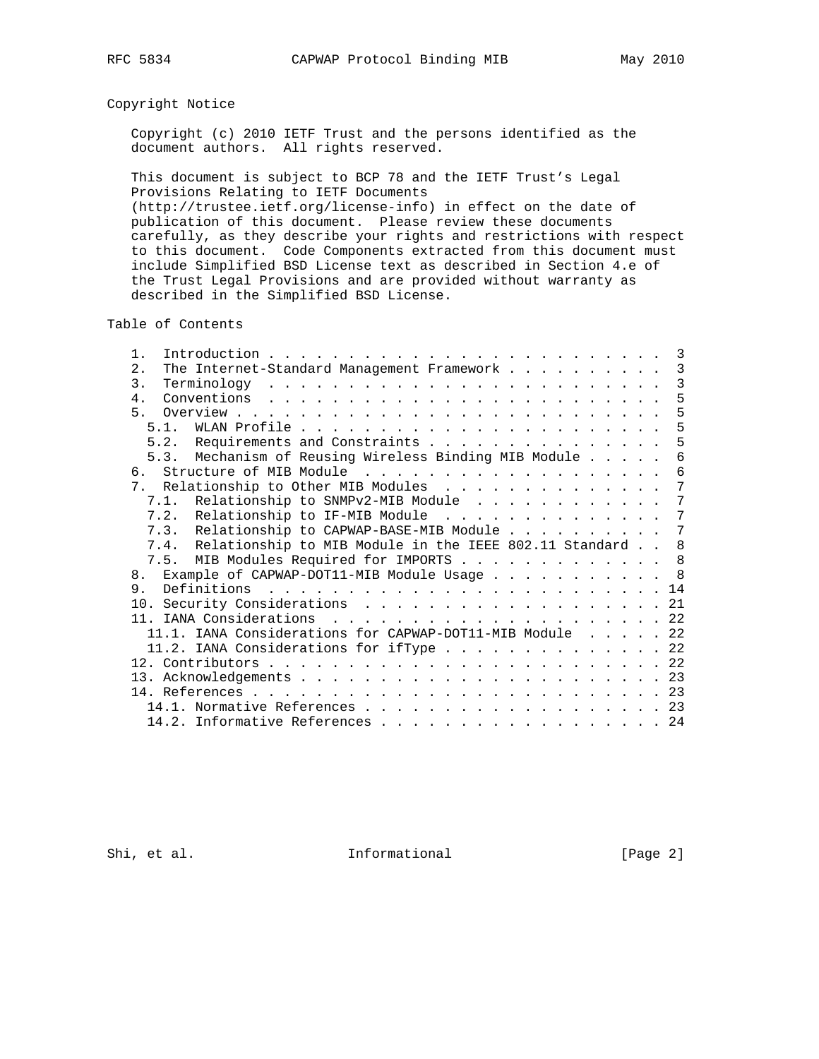## Copyright Notice

Copyright (c) 2010 IETF Trust and the persons identified as the document authors. All rights reserved.

This document is subject to BCP 78 and the IETF Trust's Legal Provisions Relating to IETF Documents (http://trustee.ietf.org/license-info) in effect on the date of publication of this document. Please review these documents carefully, as they describe your rights and restrictions with respect to this document. Code Components extracted from this document must include Simplified BSD License text as described in Section 4.e of the Trust Legal Provisions and are provided without warranty as described in the Simplified BSD License.

## Table of Contents

```
   1.  Introduction . . . . . . . . . . . . . . . . . . . . . . . .  3
   2.  The Internet-Standard Management Framework . . . . . . . . .  3
   3.  Terminology  . . . . . . . . . . . . . . . . . . . . . . . .  3
   4.  Conventions  . . . . . . . . . . . . . . . . . . . . . . . .  5
   5.  Overview . . . . . . . . . . . . . . . . . . . . . . . . . .  5
     5.1.  WLAN Profile . . . . . . . . . . . . . . . . . . . . . .  5
     5.2.  Requirements and Constraints . . . . . . . . . . . . . .  5
     5.3.  Mechanism of Reusing Wireless Binding MIB Module . . . .  6
   6.  Structure of MIB Module  . . . . . . . . . . . . . . . . . .  6
   7.  Relationship to Other MIB Modules  . . . . . . . . . . . . .  7
     7.1.  Relationship to SNMPv2-MIB Module  . . . . . . . . . . .  7
     7.2.  Relationship to IF-MIB Module  . . . . . . . . . . . . .  7
     7.3.  Relationship to CAPWAP-BASE-MIB Module . . . . . . . . .  7
     7.4.  Relationship to MIB Module in the IEEE 802.11 Standard . .  8
     7.5.  MIB Modules Required for IMPORTS . . . . . . . . . . . .  8
   8.  Example of CAPWAP-DOT11-MIB Module Usage . . . . . . . . . .  8
   9.  Definitions  . . . . . . . . . . . . . . . . . . . . . . . . 14
   10. Security Considerations  . . . . . . . . . . . . . . . . . . 21
   11. IANA Considerations  . . . . . . . . . . . . . . . . . . . . 22
     11.1. IANA Considerations for CAPWAP-DOT11-MIB Module  . . . . 22
     11.2. IANA Considerations for ifType . . . . . . . . . . . . . 22
   12. Contributors . . . . . . . . . . . . . . . . . . . . . . . . 22
   13. Acknowledgements . . . . . . . . . . . . . . . . . . . . . . 23
   14. References . . . . . . . . . . . . . . . . . . . . . . . . . 23
     14.1. Normative References . . . . . . . . . . . . . . . . . . 23
     14.2. Informative References . . . . . . . . . . . . . . . . . 24
```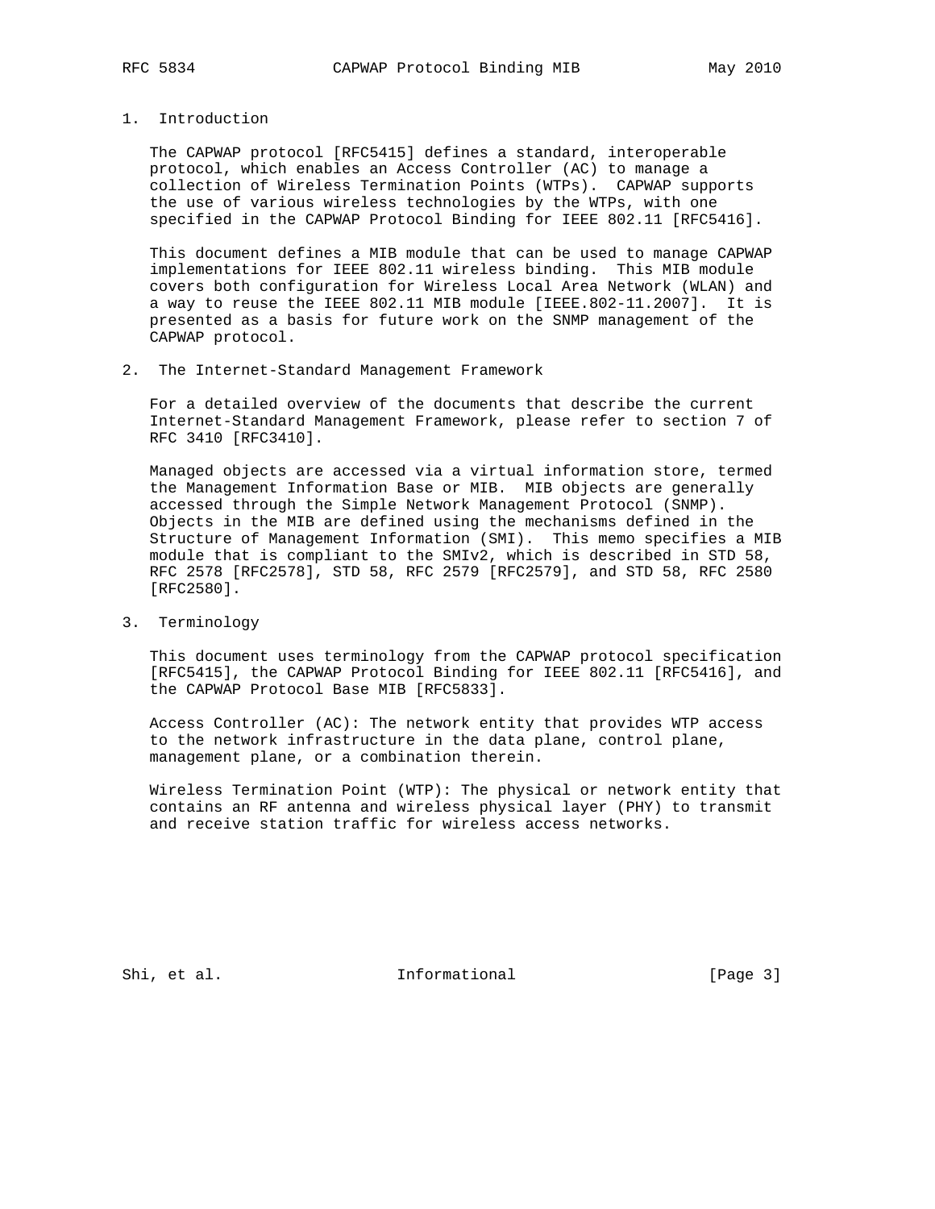## 1. Introduction

The CAPWAP protocol [RFC5415] defines a standard, interoperable protocol, which enables an Access Controller (AC) to manage a collection of Wireless Termination Points (WTPs). CAPWAP supports the use of various wireless technologies by the WTPs, with one specified in the CAPWAP Protocol Binding for IEEE 802.11 [RFC5416].

This document defines a MIB module that can be used to manage CAPWAP implementations for IEEE 802.11 wireless binding. This MIB module covers both configuration for Wireless Local Area Network (WLAN) and a way to reuse the IEEE 802.11 MIB module [IEEE.802-11.2007]. It is presented as a basis for future work on the SNMP management of the CAPWAP protocol.

## 2. The Internet-Standard Management Framework

For a detailed overview of the documents that describe the current Internet-Standard Management Framework, please refer to section 7 of RFC 3410 [RFC3410].

Managed objects are accessed via a virtual information store, termed the Management Information Base or MIB. MIB objects are generally accessed through the Simple Network Management Protocol (SNMP). Objects in the MIB are defined using the mechanisms defined in the Structure of Management Information (SMI). This memo specifies a MIB module that is compliant to the SMIv2, which is described in STD 58, RFC 2578 [RFC2578], STD 58, RFC 2579 [RFC2579], and STD 58, RFC 2580 [RFC2580].

## 3. Terminology

This document uses terminology from the CAPWAP protocol specification [RFC5415], the CAPWAP Protocol Binding for IEEE 802.11 [RFC5416], and the CAPWAP Protocol Base MIB [RFC5833].

Access Controller (AC): The network entity that provides WTP access to the network infrastructure in the data plane, control plane, management plane, or a combination therein.

Wireless Termination Point (WTP): The physical or network entity that contains an RF antenna and wireless physical layer (PHY) to transmit and receive station traffic for wireless access networks.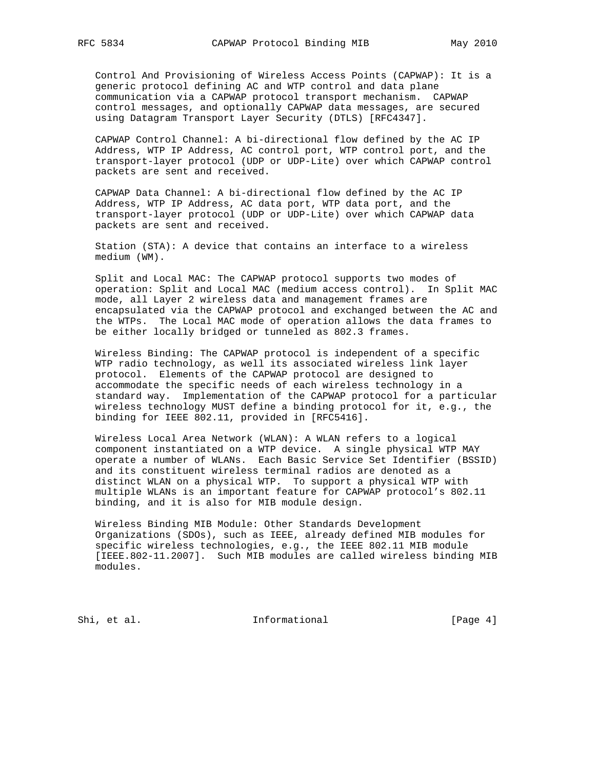Control And Provisioning of Wireless Access Points (CAPWAP): It is a generic protocol defining AC and WTP control and data plane communication via a CAPWAP protocol transport mechanism. CAPWAP control messages, and optionally CAPWAP data messages, are secured using Datagram Transport Layer Security (DTLS) [RFC4347].

CAPWAP Control Channel: A bi-directional flow defined by the AC IP Address, WTP IP Address, AC control port, WTP control port, and the transport-layer protocol (UDP or UDP-Lite) over which CAPWAP control packets are sent and received.

CAPWAP Data Channel: A bi-directional flow defined by the AC IP Address, WTP IP Address, AC data port, WTP data port, and the transport-layer protocol (UDP or UDP-Lite) over which CAPWAP data packets are sent and received.

Station (STA): A device that contains an interface to a wireless medium (WM).

Split and Local MAC: The CAPWAP protocol supports two modes of operation: Split and Local MAC (medium access control). In Split MAC mode, all Layer 2 wireless data and management frames are encapsulated via the CAPWAP protocol and exchanged between the AC and the WTPs. The Local MAC mode of operation allows the data frames to be either locally bridged or tunneled as 802.3 frames.

Wireless Binding: The CAPWAP protocol is independent of a specific WTP radio technology, as well its associated wireless link layer protocol. Elements of the CAPWAP protocol are designed to accommodate the specific needs of each wireless technology in a standard way. Implementation of the CAPWAP protocol for a particular wireless technology MUST define a binding protocol for it, e.g., the binding for IEEE 802.11, provided in [RFC5416].

Wireless Local Area Network (WLAN): A WLAN refers to a logical component instantiated on a WTP device. A single physical WTP MAY operate a number of WLANs. Each Basic Service Set Identifier (BSSID) and its constituent wireless terminal radios are denoted as a distinct WLAN on a physical WTP. To support a physical WTP with multiple WLANs is an important feature for CAPWAP protocol's 802.11 binding, and it is also for MIB module design.

Wireless Binding MIB Module: Other Standards Development Organizations (SDOs), such as IEEE, already defined MIB modules for specific wireless technologies, e.g., the IEEE 802.11 MIB module [IEEE.802-11.2007]. Such MIB modules are called wireless binding MIB modules.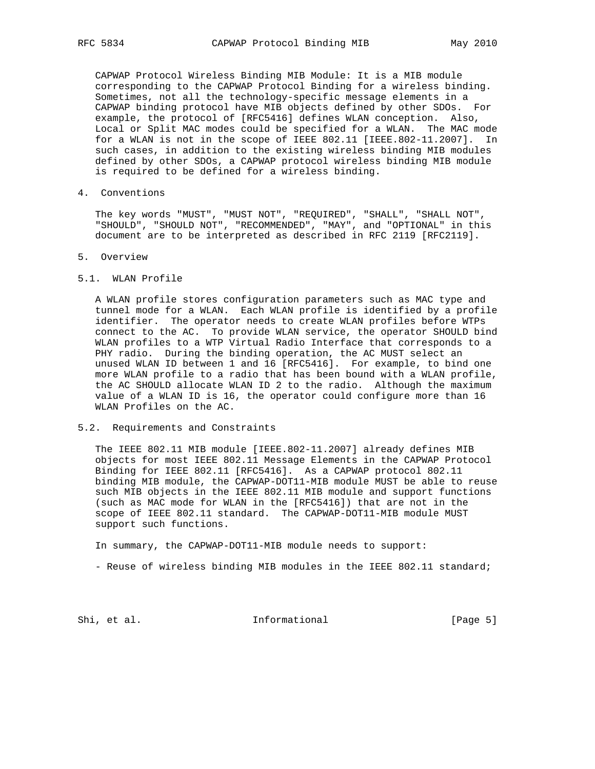CAPWAP Protocol Wireless Binding MIB Module: It is a MIB module corresponding to the CAPWAP Protocol Binding for a wireless binding. Sometimes, not all the technology-specific message elements in a CAPWAP binding protocol have MIB objects defined by other SDOs. For example, the protocol of [RFC5416] defines WLAN conception. Also, Local or Split MAC modes could be specified for a WLAN. The MAC mode for a WLAN is not in the scope of IEEE 802.11 [IEEE.802-11.2007]. In such cases, in addition to the existing wireless binding MIB modules defined by other SDOs, a CAPWAP protocol wireless binding MIB module is required to be defined for a wireless binding.

## 4. Conventions

The key words "MUST", "MUST NOT", "REQUIRED", "SHALL", "SHALL NOT", "SHOULD", "SHOULD NOT", "RECOMMENDED", "MAY", and "OPTIONAL" in this document are to be interpreted as described in RFC 2119 [RFC2119].

## 5. Overview

### 5.1. WLAN Profile

A WLAN profile stores configuration parameters such as MAC type and tunnel mode for a WLAN. Each WLAN profile is identified by a profile identifier. The operator needs to create WLAN profiles before WTPs connect to the AC. To provide WLAN service, the operator SHOULD bind WLAN profiles to a WTP Virtual Radio Interface that corresponds to a PHY radio. During the binding operation, the AC MUST select an unused WLAN ID between 1 and 16 [RFC5416]. For example, to bind one more WLAN profile to a radio that has been bound with a WLAN profile, the AC SHOULD allocate WLAN ID 2 to the radio. Although the maximum value of a WLAN ID is 16, the operator could configure more than 16 WLAN Profiles on the AC.

### 5.2. Requirements and Constraints

The IEEE 802.11 MIB module [IEEE.802-11.2007] already defines MIB objects for most IEEE 802.11 Message Elements in the CAPWAP Protocol Binding for IEEE 802.11 [RFC5416]. As a CAPWAP protocol 802.11 binding MIB module, the CAPWAP-DOT11-MIB module MUST be able to reuse such MIB objects in the IEEE 802.11 MIB module and support functions (such as MAC mode for WLAN in the [RFC5416]) that are not in the scope of IEEE 802.11 standard. The CAPWAP-DOT11-MIB module MUST support such functions.

In summary, the CAPWAP-DOT11-MIB module needs to support:

- Reuse of wireless binding MIB modules in the IEEE 802.11 standard;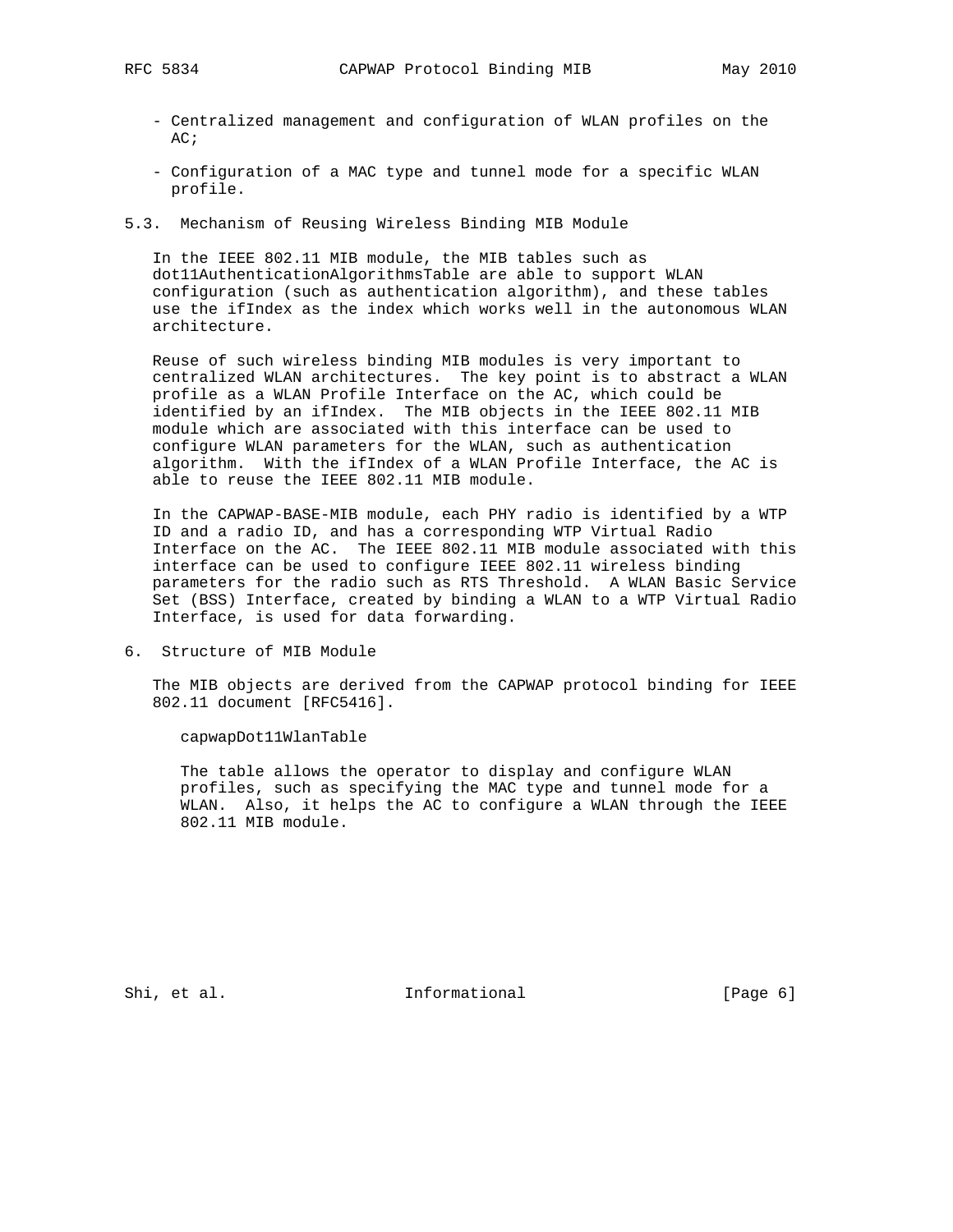- Centralized management and configuration of WLAN profiles on the AC;

- Configuration of a MAC type and tunnel mode for a specific WLAN profile.

## 5.3. Mechanism of Reusing Wireless Binding MIB Module

In the IEEE 802.11 MIB module, the MIB tables such as dot11AuthenticationAlgorithmsTable are able to support WLAN configuration (such as authentication algorithm), and these tables use the ifIndex as the index which works well in the autonomous WLAN architecture.

Reuse of such wireless binding MIB modules is very important to centralized WLAN architectures. The key point is to abstract a WLAN profile as a WLAN Profile Interface on the AC, which could be identified by an ifIndex. The MIB objects in the IEEE 802.11 MIB module which are associated with this interface can be used to configure WLAN parameters for the WLAN, such as authentication algorithm. With the ifIndex of a WLAN Profile Interface, the AC is able to reuse the IEEE 802.11 MIB module.

In the CAPWAP-BASE-MIB module, each PHY radio is identified by a WTP ID and a radio ID, and has a corresponding WTP Virtual Radio Interface on the AC. The IEEE 802.11 MIB module associated with this interface can be used to configure IEEE 802.11 wireless binding parameters for the radio such as RTS Threshold. A WLAN Basic Service Set (BSS) Interface, created by binding a WLAN to a WTP Virtual Radio Interface, is used for data forwarding.

# 6. Structure of MIB Module

The MIB objects are derived from the CAPWAP protocol binding for IEEE 802.11 document [RFC5416].

capwapDot11WlanTable

The table allows the operator to display and configure WLAN profiles, such as specifying the MAC type and tunnel mode for a WLAN. Also, it helps the AC to configure a WLAN through the IEEE 802.11 MIB module.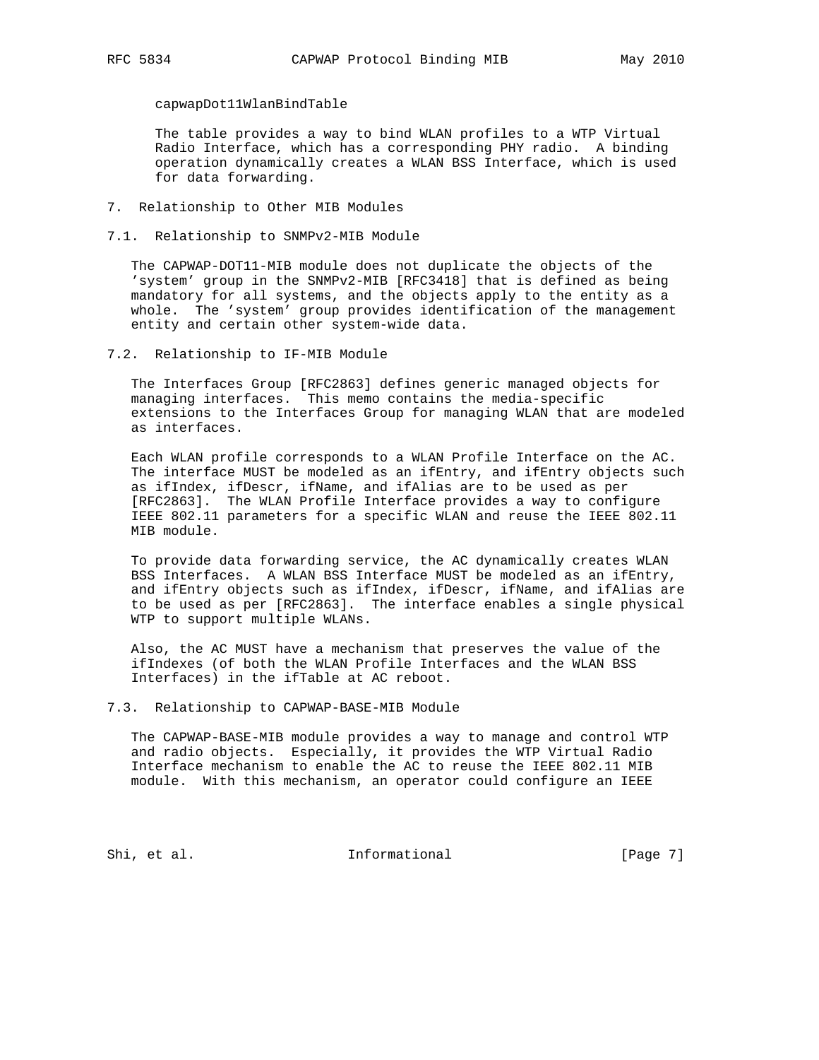capwapDot11WlanBindTable

The table provides a way to bind WLAN profiles to a WTP Virtual Radio Interface, which has a corresponding PHY radio. A binding operation dynamically creates a WLAN BSS Interface, which is used for data forwarding.

## 7. Relationship to Other MIB Modules

### 7.1. Relationship to SNMPv2-MIB Module

The CAPWAP-DOT11-MIB module does not duplicate the objects of the 'system' group in the SNMPv2-MIB [RFC3418] that is defined as being mandatory for all systems, and the objects apply to the entity as a whole. The 'system' group provides identification of the management entity and certain other system-wide data.

### 7.2. Relationship to IF-MIB Module

The Interfaces Group [RFC2863] defines generic managed objects for managing interfaces. This memo contains the media-specific extensions to the Interfaces Group for managing WLAN that are modeled as interfaces.

Each WLAN profile corresponds to a WLAN Profile Interface on the AC. The interface MUST be modeled as an ifEntry, and ifEntry objects such as ifIndex, ifDescr, ifName, and ifAlias are to be used as per [RFC2863]. The WLAN Profile Interface provides a way to configure IEEE 802.11 parameters for a specific WLAN and reuse the IEEE 802.11 MIB module.

To provide data forwarding service, the AC dynamically creates WLAN BSS Interfaces. A WLAN BSS Interface MUST be modeled as an ifEntry, and ifEntry objects such as ifIndex, ifDescr, ifName, and ifAlias are to be used as per [RFC2863]. The interface enables a single physical WTP to support multiple WLANs.

Also, the AC MUST have a mechanism that preserves the value of the ifIndexes (of both the WLAN Profile Interfaces and the WLAN BSS Interfaces) in the ifTable at AC reboot.

### 7.3. Relationship to CAPWAP-BASE-MIB Module

The CAPWAP-BASE-MIB module provides a way to manage and control WTP and radio objects. Especially, it provides the WTP Virtual Radio Interface mechanism to enable the AC to reuse the IEEE 802.11 MIB module. With this mechanism, an operator could configure an IEEE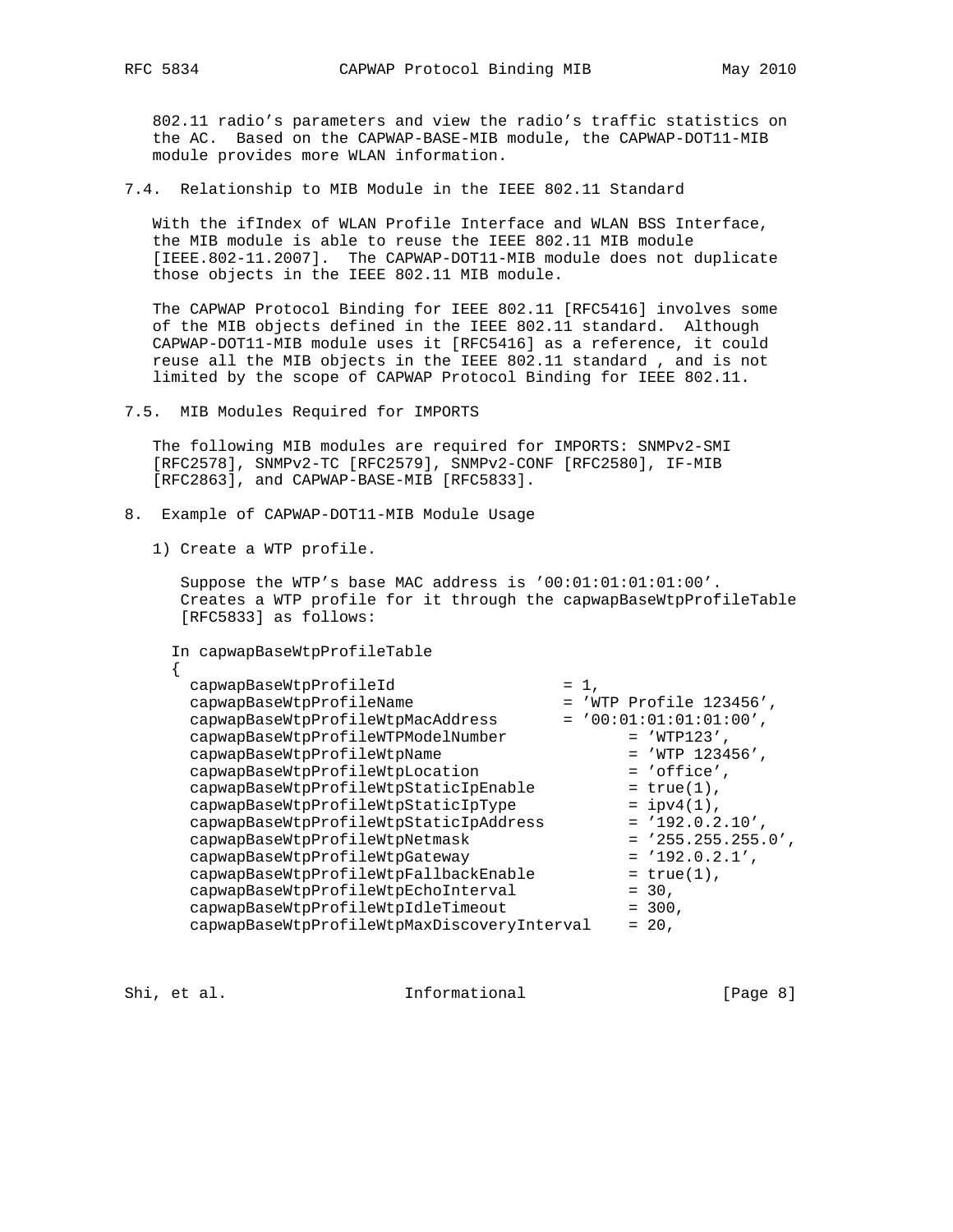802.11 radio's parameters and view the radio's traffic statistics on the AC. Based on the CAPWAP-BASE-MIB module, the CAPWAP-DOT11-MIB module provides more WLAN information.

### 7.4. Relationship to MIB Module in the IEEE 802.11 Standard

With the ifIndex of WLAN Profile Interface and WLAN BSS Interface, the MIB module is able to reuse the IEEE 802.11 MIB module [IEEE.802-11.2007]. The CAPWAP-DOT11-MIB module does not duplicate those objects in the IEEE 802.11 MIB module.

The CAPWAP Protocol Binding for IEEE 802.11 [RFC5416] involves some of the MIB objects defined in the IEEE 802.11 standard. Although CAPWAP-DOT11-MIB module uses it [RFC5416] as a reference, it could reuse all the MIB objects in the IEEE 802.11 standard , and is not limited by the scope of CAPWAP Protocol Binding for IEEE 802.11.

### 7.5. MIB Modules Required for IMPORTS

The following MIB modules are required for IMPORTS: SNMPv2-SMI [RFC2578], SNMPv2-TC [RFC2579], SNMPv2-CONF [RFC2580], IF-MIB [RFC2863], and CAPWAP-BASE-MIB [RFC5833].

## 8. Example of CAPWAP-DOT11-MIB Module Usage

1) Create a WTP profile.

   Suppose the WTP's base MAC address is '00:01:01:01:01:00'. Creates a WTP profile for it through the capwapBaseWtpProfileTable [RFC5833] as follows:

```
In capwapBaseWtpProfileTable
{
  capwapBaseWtpProfileId                  = 1,
  capwapBaseWtpProfileName                = 'WTP Profile 123456',
  capwapBaseWtpProfileWtpMacAddress       = '00:01:01:01:01:00',
  capwapBaseWtpProfileWTPModelNumber             = 'WTP123',
  capwapBaseWtpProfileWtpName                    = 'WTP 123456',
  capwapBaseWtpProfileWtpLocation                = 'office',
  capwapBaseWtpProfileWtpStaticIpEnable          = true(1),
  capwapBaseWtpProfileWtpStaticIpType            = ipv4(1),
  capwapBaseWtpProfileWtpStaticIpAddress         = '192.0.2.10',
  capwapBaseWtpProfileWtpNetmask                 = '255.255.255.0',
  capwapBaseWtpProfileWtpGateway                 = '192.0.2.1',
  capwapBaseWtpProfileWtpFallbackEnable          = true(1),
  capwapBaseWtpProfileWtpEchoInterval            = 30,
  capwapBaseWtpProfileWtpIdleTimeout             = 300,
  capwapBaseWtpProfileWtpMaxDiscoveryInterval    = 20,
```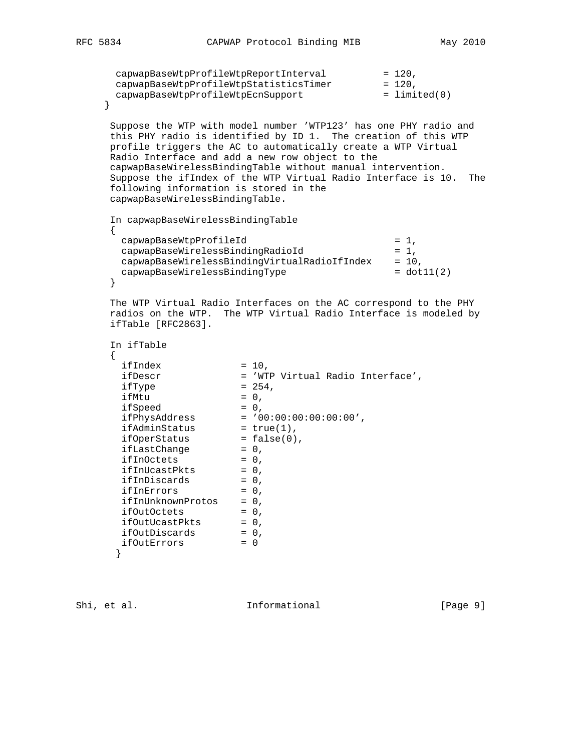```
  capwapBaseWtpProfileWtpReportInterval          = 120,
  capwapBaseWtpProfileWtpStatisticsTimer         = 120,
  capwapBaseWtpProfileWtpEcnSupport              = limited(0)
}
```

Suppose the WTP with model number 'WTP123' has one PHY radio and this PHY radio is identified by ID 1. The creation of this WTP profile triggers the AC to automatically create a WTP Virtual Radio Interface and add a new row object to the capwapBaseWirelessBindingTable without manual intervention. Suppose the ifIndex of the WTP Virtual Radio Interface is 10. The following information is stored in the capwapBaseWirelessBindingTable.

```
In capwapBaseWirelessBindingTable
{
  capwapBaseWtpProfileId                         = 1,
  capwapBaseWirelessBindingRadioId               = 1,
  capwapBaseWirelessBindingVirtualRadioIfIndex   = 10,
  capwapBaseWirelessBindingType                  = dot11(2)
}
```

The WTP Virtual Radio Interfaces on the AC correspond to the PHY radios on the WTP. The WTP Virtual Radio Interface is modeled by ifTable [RFC2863].

```
In ifTable
{
  ifIndex              = 10,
  ifDescr              = 'WTP Virtual Radio Interface',
  ifType               = 254,
  ifMtu                = 0,
  ifSpeed              = 0,
  ifPhysAddress        = '00:00:00:00:00:00',
  ifAdminStatus        = true(1),
  ifOperStatus         = false(0),
  ifLastChange         = 0,
  ifInOctets           = 0,
  ifInUcastPkts        = 0,
  ifInDiscards         = 0,
  ifInErrors           = 0,
  ifInUnknownProtos    = 0,
  ifOutOctets          = 0,
  ifOutUcastPkts       = 0,
  ifOutDiscards        = 0,
  ifOutErrors          = 0
 }
```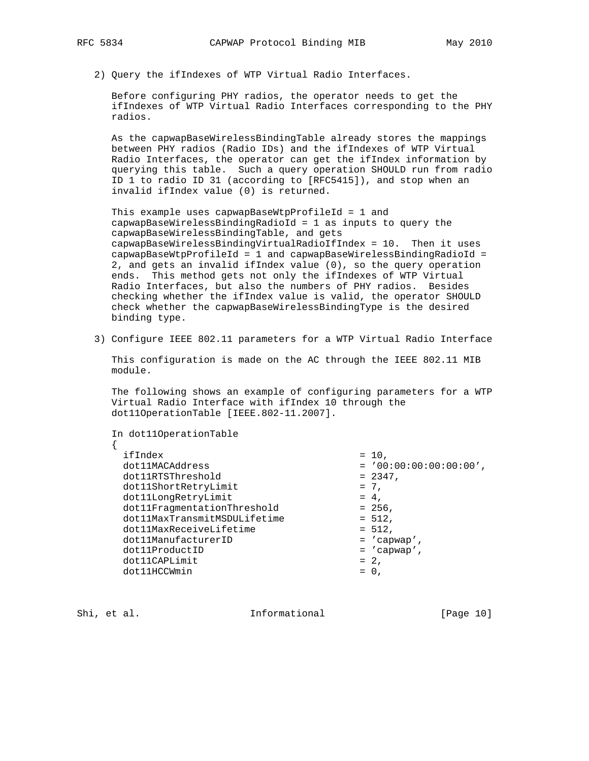2) Query the ifIndexes of WTP Virtual Radio Interfaces.

   Before configuring PHY radios, the operator needs to get the ifIndexes of WTP Virtual Radio Interfaces corresponding to the PHY radios.

   As the capwapBaseWirelessBindingTable already stores the mappings between PHY radios (Radio IDs) and the ifIndexes of WTP Virtual Radio Interfaces, the operator can get the ifIndex information by querying this table. Such a query operation SHOULD run from radio ID 1 to radio ID 31 (according to [RFC5415]), and stop when an invalid ifIndex value (0) is returned.

   This example uses capwapBaseWtpProfileId = 1 and capwapBaseWirelessBindingRadioId = 1 as inputs to query the capwapBaseWirelessBindingTable, and gets capwapBaseWirelessBindingVirtualRadioIfIndex = 10. Then it uses capwapBaseWtpProfileId = 1 and capwapBaseWirelessBindingRadioId = 2, and gets an invalid ifIndex value (0), so the query operation ends. This method gets not only the ifIndexes of WTP Virtual Radio Interfaces, but also the numbers of PHY radios. Besides checking whether the ifIndex value is valid, the operator SHOULD check whether the capwapBaseWirelessBindingType is the desired binding type.

3) Configure IEEE 802.11 parameters for a WTP Virtual Radio Interface

   This configuration is made on the AC through the IEEE 802.11 MIB module.

   The following shows an example of configuring parameters for a WTP Virtual Radio Interface with ifIndex 10 through the dot11OperationTable [IEEE.802-11.2007].

```
In dot11OperationTable
{
  ifIndex                             = 10,
  dot11MACAddress                     = '00:00:00:00:00:00',
  dot11RTSThreshold                   = 2347,
  dot11ShortRetryLimit                = 7,
  dot11LongRetryLimit                 = 4,
  dot11FragmentationThreshold         = 256,
  dot11MaxTransmitMSDULifetime        = 512,
  dot11MaxReceiveLifetime             = 512,
  dot11ManufacturerID                 = 'capwap',
  dot11ProductID                      = 'capwap',
  dot11CAPLimit                       = 2,
  dot11HCCWmin                        = 0,
```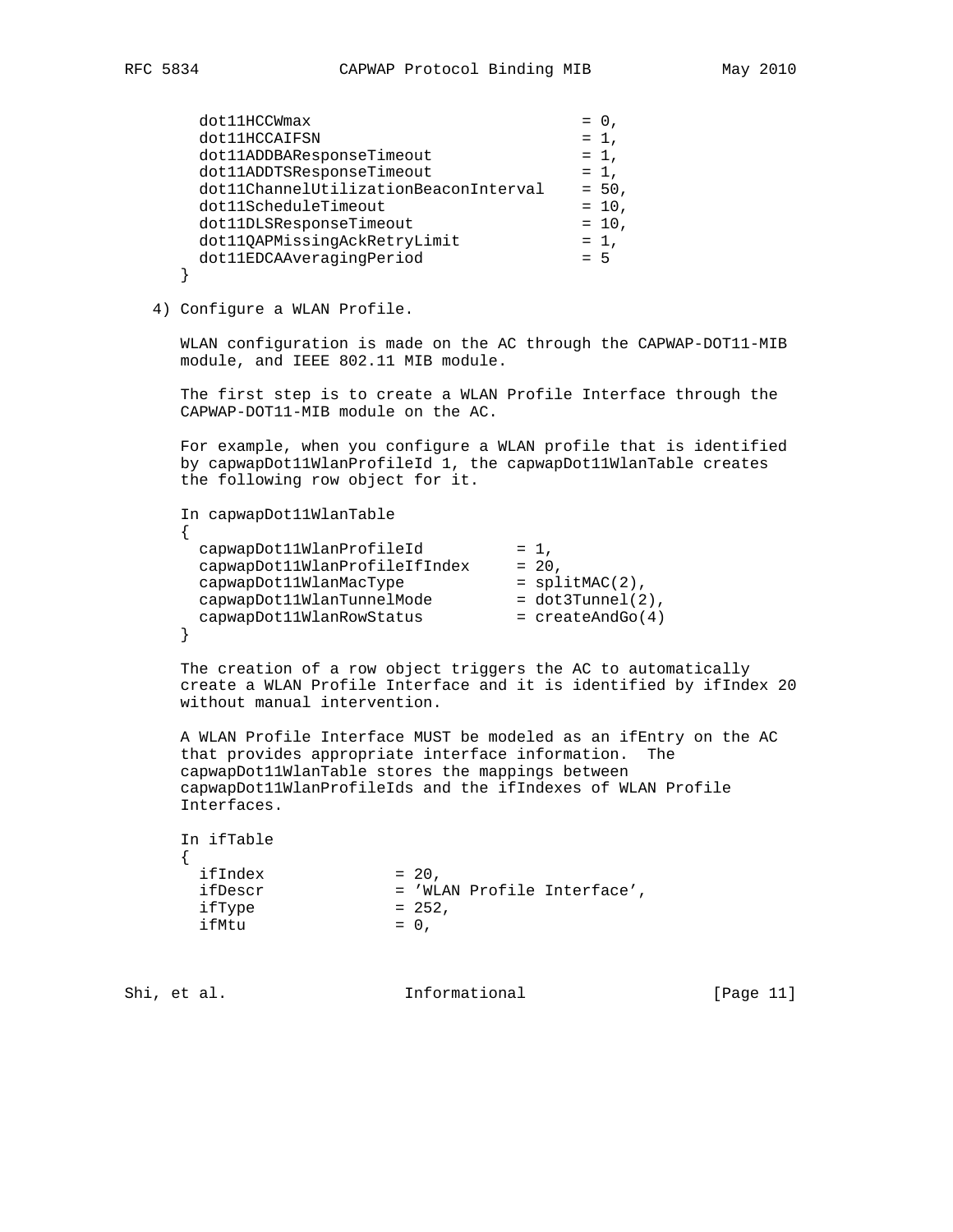```
  dot11HCCWmax                          = 0,
  dot11HCCAIFSN                         = 1,
  dot11ADDBAResponseTimeout             = 1,
  dot11ADDTSResponseTimeout             = 1,
  dot11ChannelUtilizationBeaconInterval = 50,
  dot11ScheduleTimeout                  = 10,
  dot11DLSResponseTimeout               = 10,
  dot11QAPMissingAckRetryLimit          = 1,
  dot11EDCAAveragingPeriod              = 5
}
```

4) Configure a WLAN Profile.

WLAN configuration is made on the AC through the CAPWAP-DOT11-MIB module, and IEEE 802.11 MIB module.

The first step is to create a WLAN Profile Interface through the CAPWAP-DOT11-MIB module on the AC.

For example, when you configure a WLAN profile that is identified by capwapDot11WlanProfileId 1, the capwapDot11WlanTable creates the following row object for it.

```
In capwapDot11WlanTable
{
  capwapDot11WlanProfileId          = 1,
  capwapDot11WlanProfileIfIndex     = 20,
  capwapDot11WlanMacType            = splitMAC(2),
  capwapDot11WlanTunnelMode         = dot3Tunnel(2),
  capwapDot11WlanRowStatus          = createAndGo(4)
}
```

The creation of a row object triggers the AC to automatically create a WLAN Profile Interface and it is identified by ifIndex 20 without manual intervention.

A WLAN Profile Interface MUST be modeled as an ifEntry on the AC that provides appropriate interface information. The capwapDot11WlanTable stores the mappings between capwapDot11WlanProfileIds and the ifIndexes of WLAN Profile Interfaces.

```
In ifTable
{
  ifIndex             = 20,
  ifDescr             = 'WLAN Profile Interface',
  ifType              = 252,
  ifMtu               = 0,
```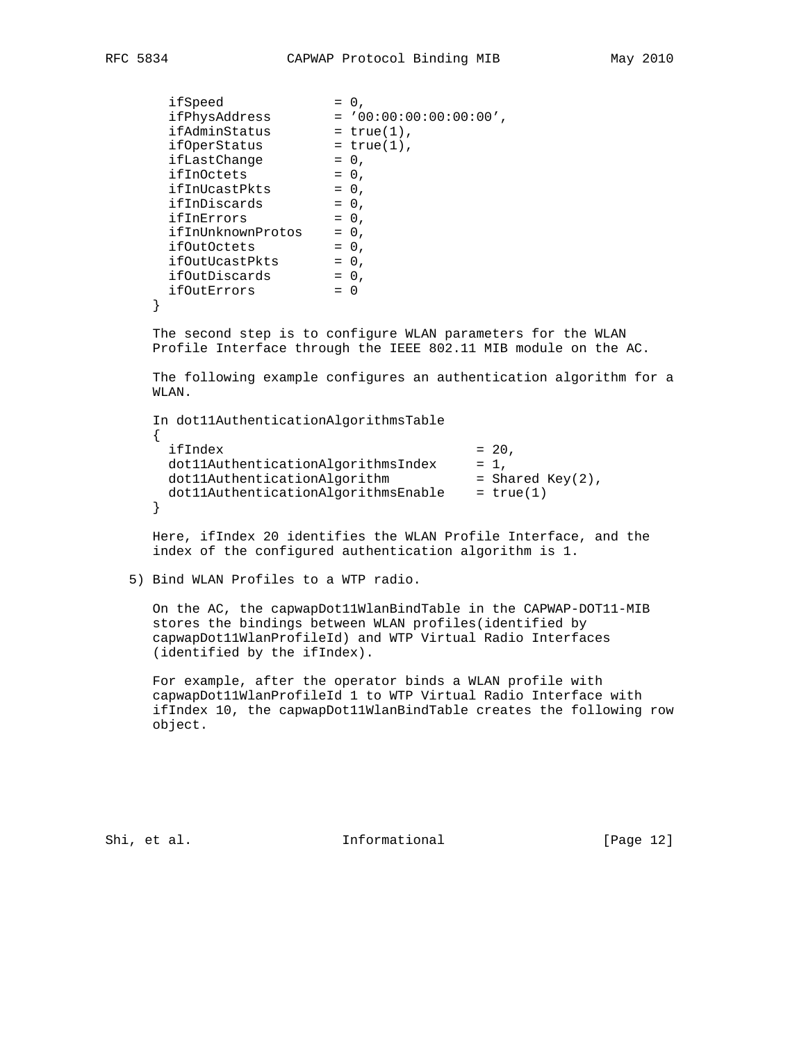```
  ifSpeed              = 0,
  ifPhysAddress        = '00:00:00:00:00:00',
  ifAdminStatus        = true(1),
  ifOperStatus         = true(1),
  ifLastChange         = 0,
  ifInOctets           = 0,
  ifInUcastPkts        = 0,
  ifInDiscards         = 0,
  ifInErrors           = 0,
  ifInUnknownProtos    = 0,
  ifOutOctets          = 0,
  ifOutUcastPkts       = 0,
  ifOutDiscards        = 0,
  ifOutErrors          = 0
}
```

The second step is to configure WLAN parameters for the WLAN Profile Interface through the IEEE 802.11 MIB module on the AC.

The following example configures an authentication algorithm for a WLAN.

```
In dot11AuthenticationAlgorithmsTable
{
  ifIndex                               = 20,
  dot11AuthenticationAlgorithmsIndex     = 1,
  dot11AuthenticationAlgorithm           = Shared Key(2),
  dot11AuthenticationAlgorithmsEnable    = true(1)
}
```

Here, ifIndex 20 identifies the WLAN Profile Interface, and the index of the configured authentication algorithm is 1.

5) Bind WLAN Profiles to a WTP radio.

On the AC, the capwapDot11WlanBindTable in the CAPWAP-DOT11-MIB stores the bindings between WLAN profiles(identified by capwapDot11WlanProfileId) and WTP Virtual Radio Interfaces (identified by the ifIndex).

For example, after the operator binds a WLAN profile with capwapDot11WlanProfileId 1 to WTP Virtual Radio Interface with ifIndex 10, the capwapDot11WlanBindTable creates the following row object.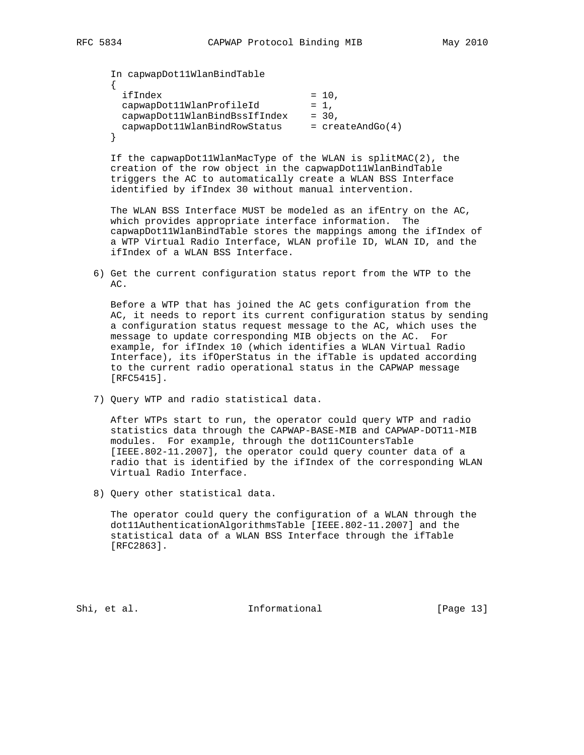In capwapDot11WlanBindTable

```
{
  ifIndex                          = 10,
  capwapDot11WlanProfileId         = 1,
  capwapDot11WlanBindBssIfIndex    = 30,
  capwapDot11WlanBindRowStatus     = createAndGo(4)
}
```

If the capwapDot11WlanMacType of the WLAN is splitMAC(2), the creation of the row object in the capwapDot11WlanBindTable triggers the AC to automatically create a WLAN BSS Interface identified by ifIndex 30 without manual intervention.

The WLAN BSS Interface MUST be modeled as an ifEntry on the AC, which provides appropriate interface information. The capwapDot11WlanBindTable stores the mappings among the ifIndex of a WTP Virtual Radio Interface, WLAN profile ID, WLAN ID, and the ifIndex of a WLAN BSS Interface.

6) Get the current configuration status report from the WTP to the AC.

   Before a WTP that has joined the AC gets configuration from the AC, it needs to report its current configuration status by sending a configuration status request message to the AC, which uses the message to update corresponding MIB objects on the AC. For example, for ifIndex 10 (which identifies a WLAN Virtual Radio Interface), its ifOperStatus in the ifTable is updated according to the current radio operational status in the CAPWAP message [RFC5415].

7) Query WTP and radio statistical data.

   After WTPs start to run, the operator could query WTP and radio statistics data through the CAPWAP-BASE-MIB and CAPWAP-DOT11-MIB modules. For example, through the dot11CountersTable [IEEE.802-11.2007], the operator could query counter data of a radio that is identified by the ifIndex of the corresponding WLAN Virtual Radio Interface.

8) Query other statistical data.

   The operator could query the configuration of a WLAN through the dot11AuthenticationAlgorithmsTable [IEEE.802-11.2007] and the statistical data of a WLAN BSS Interface through the ifTable [RFC2863].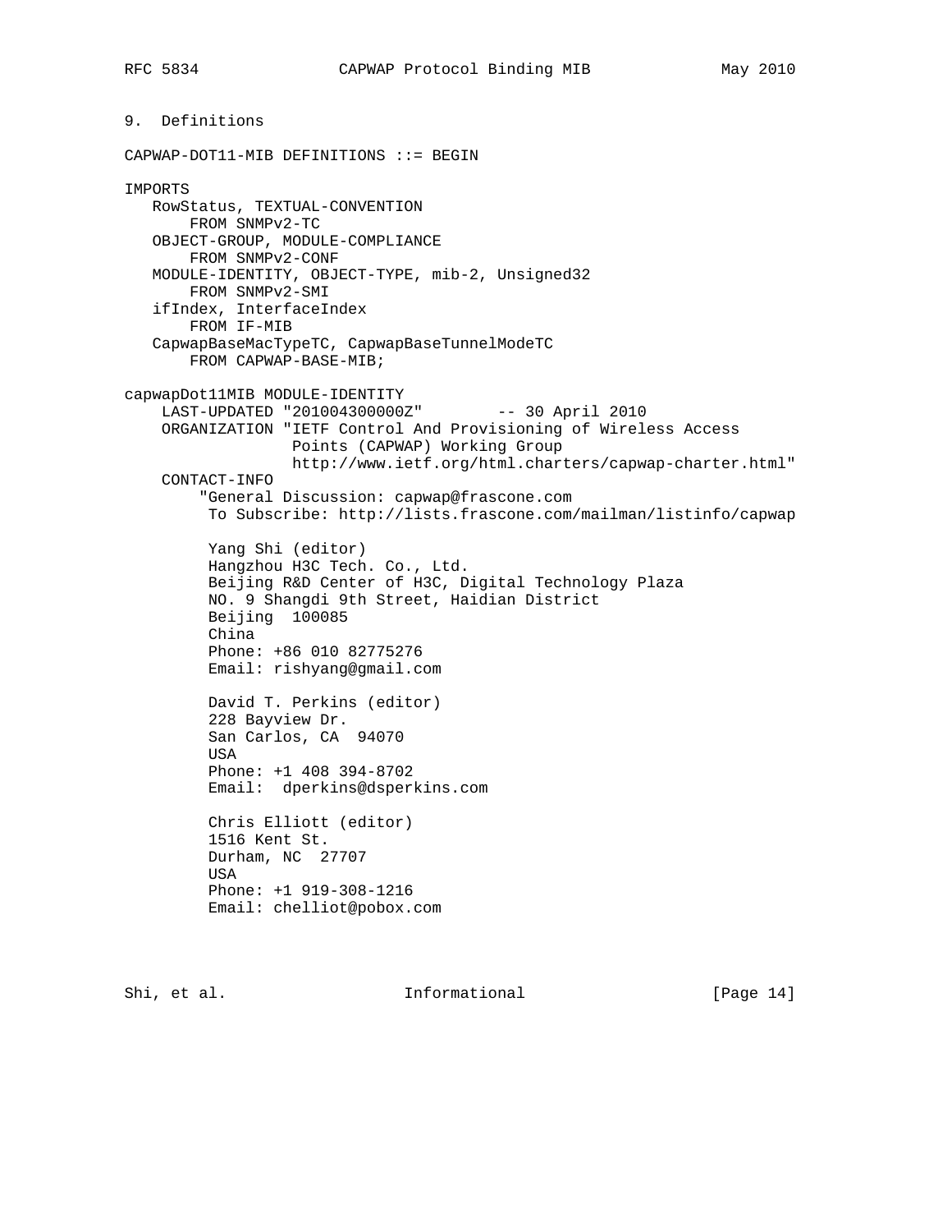## 9. Definitions

```
CAPWAP-DOT11-MIB DEFINITIONS ::= BEGIN

IMPORTS
   RowStatus, TEXTUAL-CONVENTION
       FROM SNMPv2-TC
   OBJECT-GROUP, MODULE-COMPLIANCE
       FROM SNMPv2-CONF
   MODULE-IDENTITY, OBJECT-TYPE, mib-2, Unsigned32
       FROM SNMPv2-SMI
   ifIndex, InterfaceIndex
       FROM IF-MIB
   CapwapBaseMacTypeTC, CapwapBaseTunnelModeTC
       FROM CAPWAP-BASE-MIB;

capwapDot11MIB MODULE-IDENTITY
    LAST-UPDATED "201004300000Z"        -- 30 April 2010
    ORGANIZATION "IETF Control And Provisioning of Wireless Access
                  Points (CAPWAP) Working Group
                  http://www.ietf.org/html.charters/capwap-charter.html"
    CONTACT-INFO
        "General Discussion: capwap@frascone.com
         To Subscribe: http://lists.frascone.com/mailman/listinfo/capwap

         Yang Shi (editor)
         Hangzhou H3C Tech. Co., Ltd.
         Beijing R&D Center of H3C, Digital Technology Plaza
         NO. 9 Shangdi 9th Street, Haidian District
         Beijing  100085
         China
         Phone: +86 010 82775276
         Email: rishyang@gmail.com

         David T. Perkins (editor)
         228 Bayview Dr.
         San Carlos, CA  94070
         USA
         Phone: +1 408 394-8702
         Email:  dperkins@dsperkins.com

         Chris Elliott (editor)
         1516 Kent St.
         Durham, NC  27707
         USA
         Phone: +1 919-308-1216
         Email: chelliot@pobox.com
```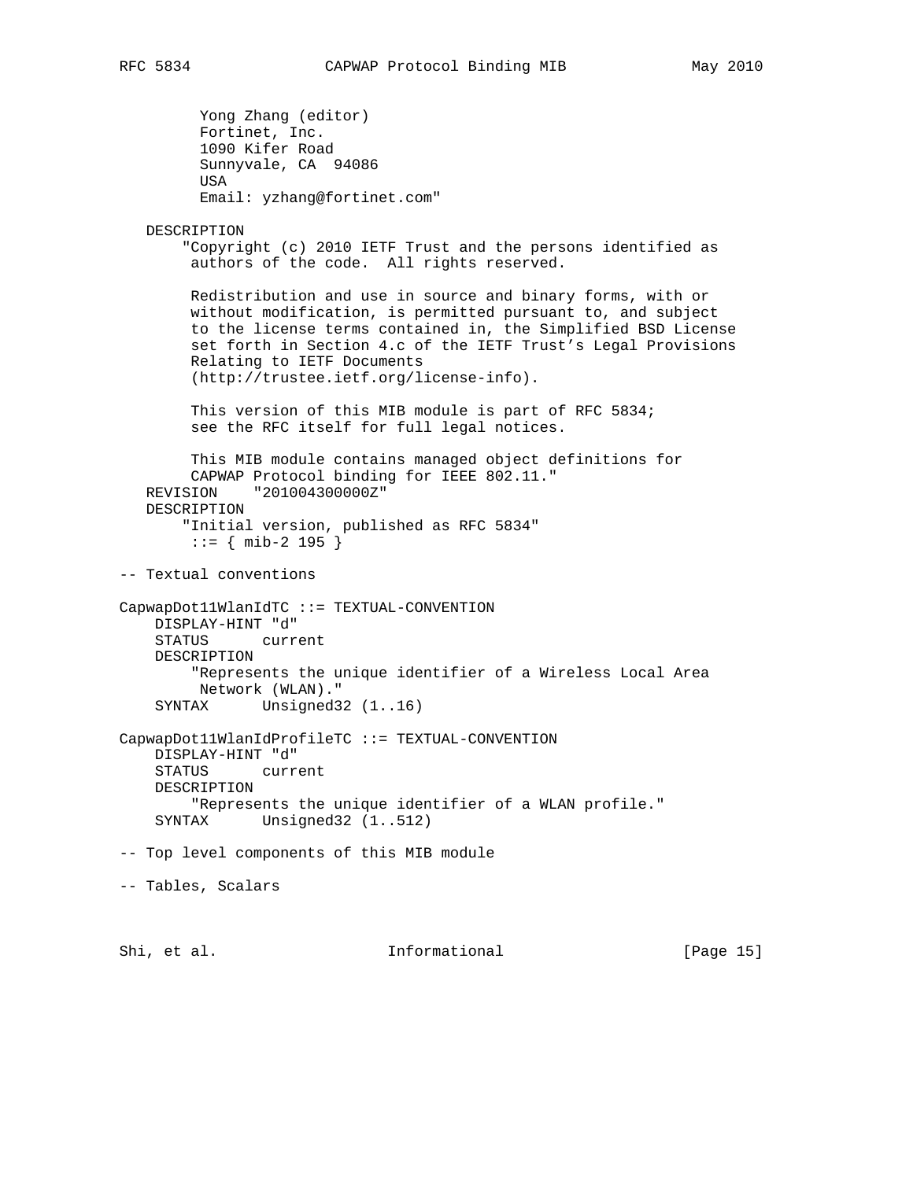```
          Yong Zhang (editor)
          Fortinet, Inc.
          1090 Kifer Road
          Sunnyvale, CA  94086
          USA
          Email: yzhang@fortinet.com"

   DESCRIPTION
       "Copyright (c) 2010 IETF Trust and the persons identified as
        authors of the code.  All rights reserved.

        Redistribution and use in source and binary forms, with or
        without modification, is permitted pursuant to, and subject
        to the license terms contained in, the Simplified BSD License
        set forth in Section 4.c of the IETF Trust's Legal Provisions
        Relating to IETF Documents
        (http://trustee.ietf.org/license-info).

        This version of this MIB module is part of RFC 5834;
        see the RFC itself for full legal notices.

        This MIB module contains managed object definitions for
        CAPWAP Protocol binding for IEEE 802.11."
   REVISION    "201004300000Z"
   DESCRIPTION
       "Initial version, published as RFC 5834"
        ::= { mib-2 195 }

-- Textual conventions

CapwapDot11WlanIdTC ::= TEXTUAL-CONVENTION
    DISPLAY-HINT "d"
    STATUS      current
    DESCRIPTION
        "Represents the unique identifier of a Wireless Local Area
         Network (WLAN)."
    SYNTAX      Unsigned32 (1..16)

CapwapDot11WlanIdProfileTC ::= TEXTUAL-CONVENTION
    DISPLAY-HINT "d"
    STATUS      current
    DESCRIPTION
        "Represents the unique identifier of a WLAN profile."
    SYNTAX      Unsigned32 (1..512)

-- Top level components of this MIB module

-- Tables, Scalars
```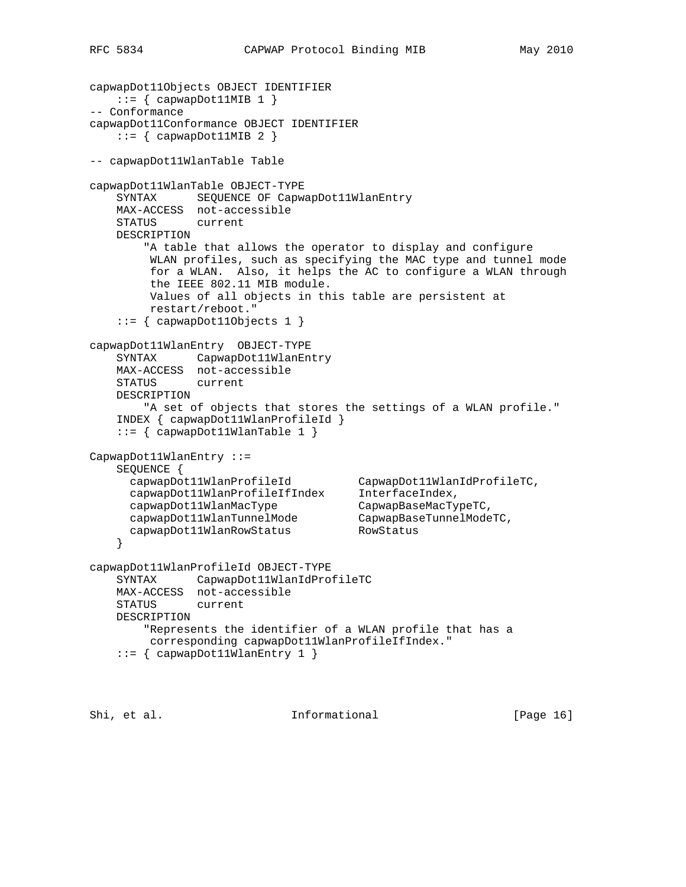```
capwapDot11Objects OBJECT IDENTIFIER
    ::= { capwapDot11MIB 1 }
-- Conformance
capwapDot11Conformance OBJECT IDENTIFIER
    ::= { capwapDot11MIB 2 }

-- capwapDot11WlanTable Table

capwapDot11WlanTable OBJECT-TYPE
    SYNTAX      SEQUENCE OF CapwapDot11WlanEntry
    MAX-ACCESS  not-accessible
    STATUS      current
    DESCRIPTION
        "A table that allows the operator to display and configure
         WLAN profiles, such as specifying the MAC type and tunnel mode
         for a WLAN.  Also, it helps the AC to configure a WLAN through
         the IEEE 802.11 MIB module.
         Values of all objects in this table are persistent at
         restart/reboot."
    ::= { capwapDot11Objects 1 }

capwapDot11WlanEntry  OBJECT-TYPE
    SYNTAX      CapwapDot11WlanEntry
    MAX-ACCESS  not-accessible
    STATUS      current
    DESCRIPTION
        "A set of objects that stores the settings of a WLAN profile."
    INDEX { capwapDot11WlanProfileId }
    ::= { capwapDot11WlanTable 1 }

CapwapDot11WlanEntry ::=
    SEQUENCE {
      capwapDot11WlanProfileId          CapwapDot11WlanIdProfileTC,
      capwapDot11WlanProfileIfIndex     InterfaceIndex,
      capwapDot11WlanMacType            CapwapBaseMacTypeTC,
      capwapDot11WlanTunnelMode         CapwapBaseTunnelModeTC,
      capwapDot11WlanRowStatus          RowStatus
    }

capwapDot11WlanProfileId OBJECT-TYPE
    SYNTAX      CapwapDot11WlanIdProfileTC
    MAX-ACCESS  not-accessible
    STATUS      current
    DESCRIPTION
        "Represents the identifier of a WLAN profile that has a
         corresponding capwapDot11WlanProfileIfIndex."
    ::= { capwapDot11WlanEntry 1 }
```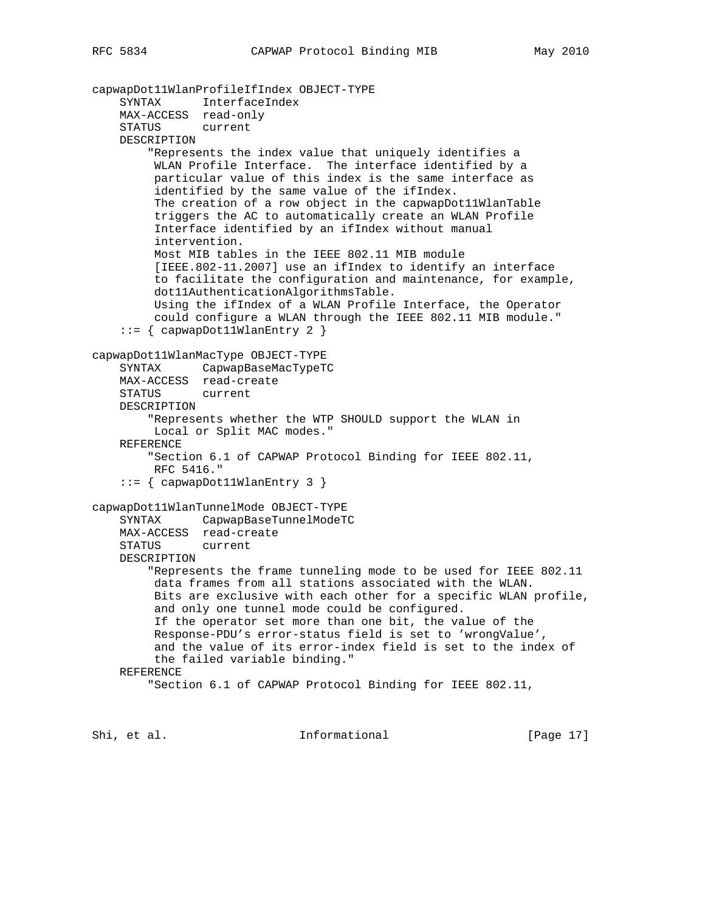```
capwapDot11WlanProfileIfIndex OBJECT-TYPE
    SYNTAX      InterfaceIndex
    MAX-ACCESS  read-only
    STATUS      current
    DESCRIPTION
        "Represents the index value that uniquely identifies a
         WLAN Profile Interface.  The interface identified by a
         particular value of this index is the same interface as
         identified by the same value of the ifIndex.
         The creation of a row object in the capwapDot11WlanTable
         triggers the AC to automatically create an WLAN Profile
         Interface identified by an ifIndex without manual
         intervention.
         Most MIB tables in the IEEE 802.11 MIB module
         [IEEE.802-11.2007] use an ifIndex to identify an interface
         to facilitate the configuration and maintenance, for example,
         dot11AuthenticationAlgorithmsTable.
         Using the ifIndex of a WLAN Profile Interface, the Operator
         could configure a WLAN through the IEEE 802.11 MIB module."
    ::= { capwapDot11WlanEntry 2 }

capwapDot11WlanMacType OBJECT-TYPE
    SYNTAX      CapwapBaseMacTypeTC
    MAX-ACCESS  read-create
    STATUS      current
    DESCRIPTION
        "Represents whether the WTP SHOULD support the WLAN in
         Local or Split MAC modes."
    REFERENCE
        "Section 6.1 of CAPWAP Protocol Binding for IEEE 802.11,
         RFC 5416."
    ::= { capwapDot11WlanEntry 3 }

capwapDot11WlanTunnelMode OBJECT-TYPE
    SYNTAX      CapwapBaseTunnelModeTC
    MAX-ACCESS  read-create
    STATUS      current
    DESCRIPTION
        "Represents the frame tunneling mode to be used for IEEE 802.11
         data frames from all stations associated with the WLAN.
         Bits are exclusive with each other for a specific WLAN profile,
         and only one tunnel mode could be configured.
         If the operator set more than one bit, the value of the
         Response-PDU's error-status field is set to 'wrongValue',
         and the value of its error-index field is set to the index of
         the failed variable binding."
    REFERENCE
        "Section 6.1 of CAPWAP Protocol Binding for IEEE 802.11,
```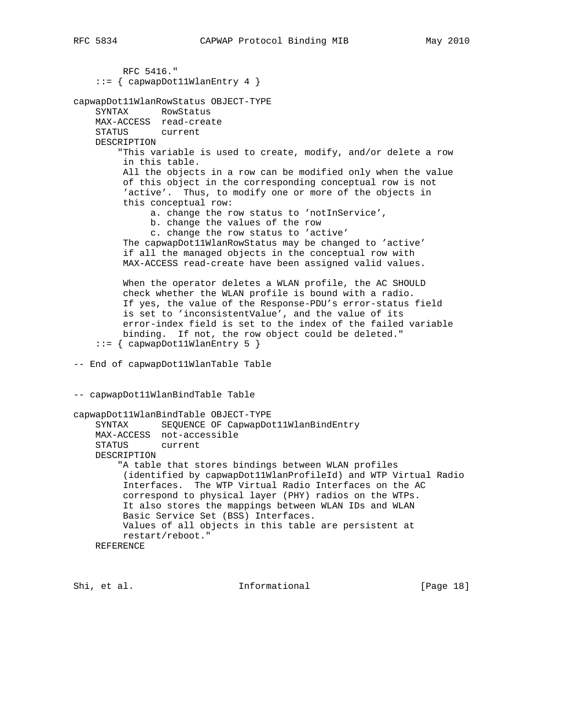```
        RFC 5416."
    ::= { capwapDot11WlanEntry 4 }

capwapDot11WlanRowStatus OBJECT-TYPE
    SYNTAX      RowStatus
    MAX-ACCESS  read-create
    STATUS      current
    DESCRIPTION
        "This variable is used to create, modify, and/or delete a row
         in this table.
         All the objects in a row can be modified only when the value
         of this object in the corresponding conceptual row is not
         'active'.  Thus, to modify one or more of the objects in
         this conceptual row:
              a. change the row status to 'notInService',
              b. change the values of the row
              c. change the row status to 'active'
         The capwapDot11WlanRowStatus may be changed to 'active'
         if all the managed objects in the conceptual row with
         MAX-ACCESS read-create have been assigned valid values.

         When the operator deletes a WLAN profile, the AC SHOULD
         check whether the WLAN profile is bound with a radio.
         If yes, the value of the Response-PDU's error-status field
         is set to 'inconsistentValue', and the value of its
         error-index field is set to the index of the failed variable
         binding.  If not, the row object could be deleted."
    ::= { capwapDot11WlanEntry 5 }

-- End of capwapDot11WlanTable Table


-- capwapDot11WlanBindTable Table

capwapDot11WlanBindTable OBJECT-TYPE
    SYNTAX      SEQUENCE OF CapwapDot11WlanBindEntry
    MAX-ACCESS  not-accessible
    STATUS      current
    DESCRIPTION
        "A table that stores bindings between WLAN profiles
         (identified by capwapDot11WlanProfileId) and WTP Virtual Radio
         Interfaces.  The WTP Virtual Radio Interfaces on the AC
         correspond to physical layer (PHY) radios on the WTPs.
         It also stores the mappings between WLAN IDs and WLAN
         Basic Service Set (BSS) Interfaces.
         Values of all objects in this table are persistent at
         restart/reboot."
    REFERENCE
```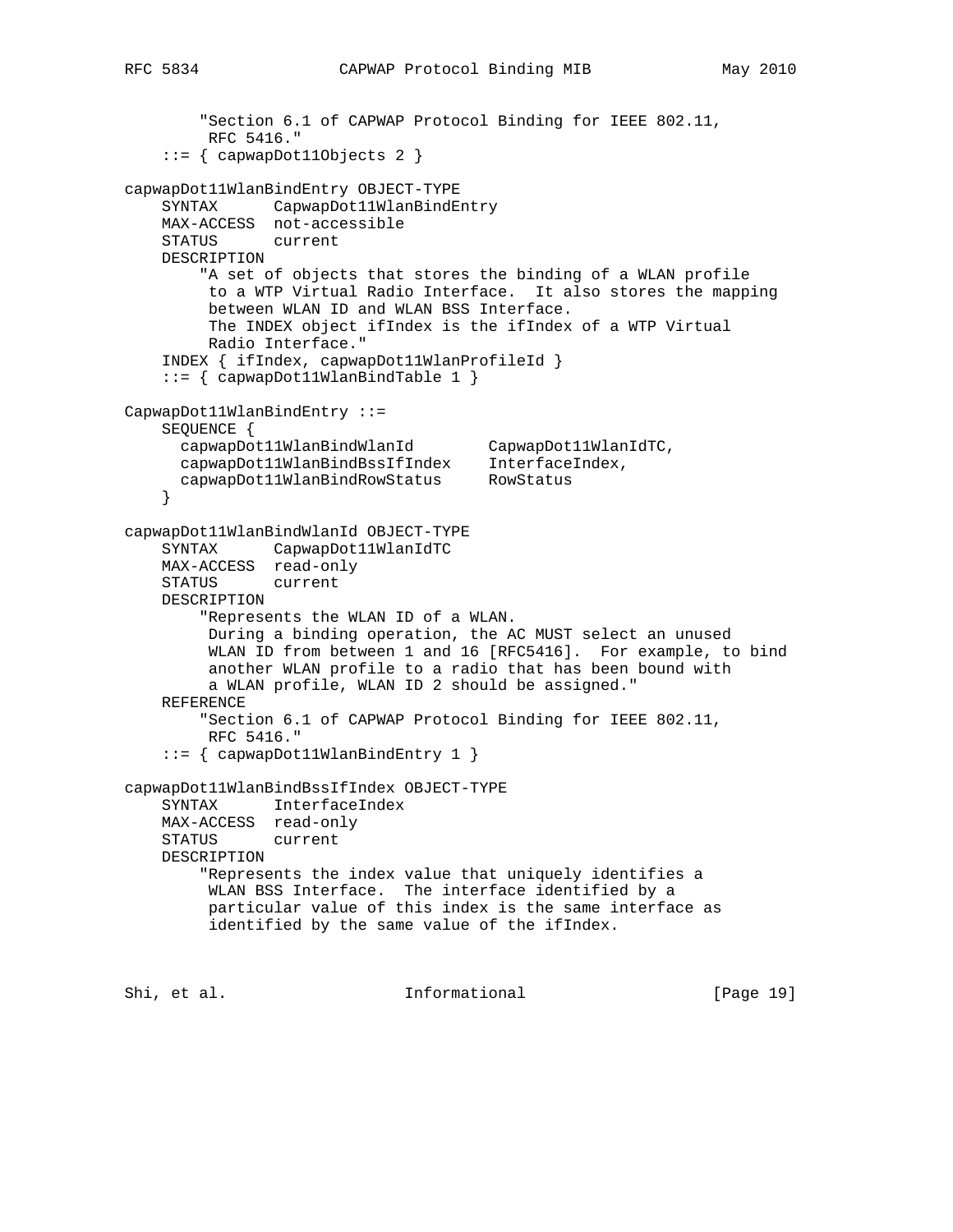```
        "Section 6.1 of CAPWAP Protocol Binding for IEEE 802.11,
         RFC 5416."
    ::= { capwapDot11Objects 2 }

capwapDot11WlanBindEntry OBJECT-TYPE
    SYNTAX      CapwapDot11WlanBindEntry
    MAX-ACCESS  not-accessible
    STATUS      current
    DESCRIPTION
        "A set of objects that stores the binding of a WLAN profile
         to a WTP Virtual Radio Interface.  It also stores the mapping
         between WLAN ID and WLAN BSS Interface.
         The INDEX object ifIndex is the ifIndex of a WTP Virtual
         Radio Interface."
    INDEX { ifIndex, capwapDot11WlanProfileId }
    ::= { capwapDot11WlanBindTable 1 }

CapwapDot11WlanBindEntry ::=
    SEQUENCE {
      capwapDot11WlanBindWlanId        CapwapDot11WlanIdTC,
      capwapDot11WlanBindBssIfIndex    InterfaceIndex,
      capwapDot11WlanBindRowStatus     RowStatus
    }

capwapDot11WlanBindWlanId OBJECT-TYPE
    SYNTAX      CapwapDot11WlanIdTC
    MAX-ACCESS  read-only
    STATUS      current
    DESCRIPTION
        "Represents the WLAN ID of a WLAN.
         During a binding operation, the AC MUST select an unused
         WLAN ID from between 1 and 16 [RFC5416].  For example, to bind
         another WLAN profile to a radio that has been bound with
         a WLAN profile, WLAN ID 2 should be assigned."
    REFERENCE
        "Section 6.1 of CAPWAP Protocol Binding for IEEE 802.11,
         RFC 5416."
    ::= { capwapDot11WlanBindEntry 1 }

capwapDot11WlanBindBssIfIndex OBJECT-TYPE
    SYNTAX      InterfaceIndex
    MAX-ACCESS  read-only
    STATUS      current
    DESCRIPTION
        "Represents the index value that uniquely identifies a
         WLAN BSS Interface.  The interface identified by a
         particular value of this index is the same interface as
         identified by the same value of the ifIndex.
```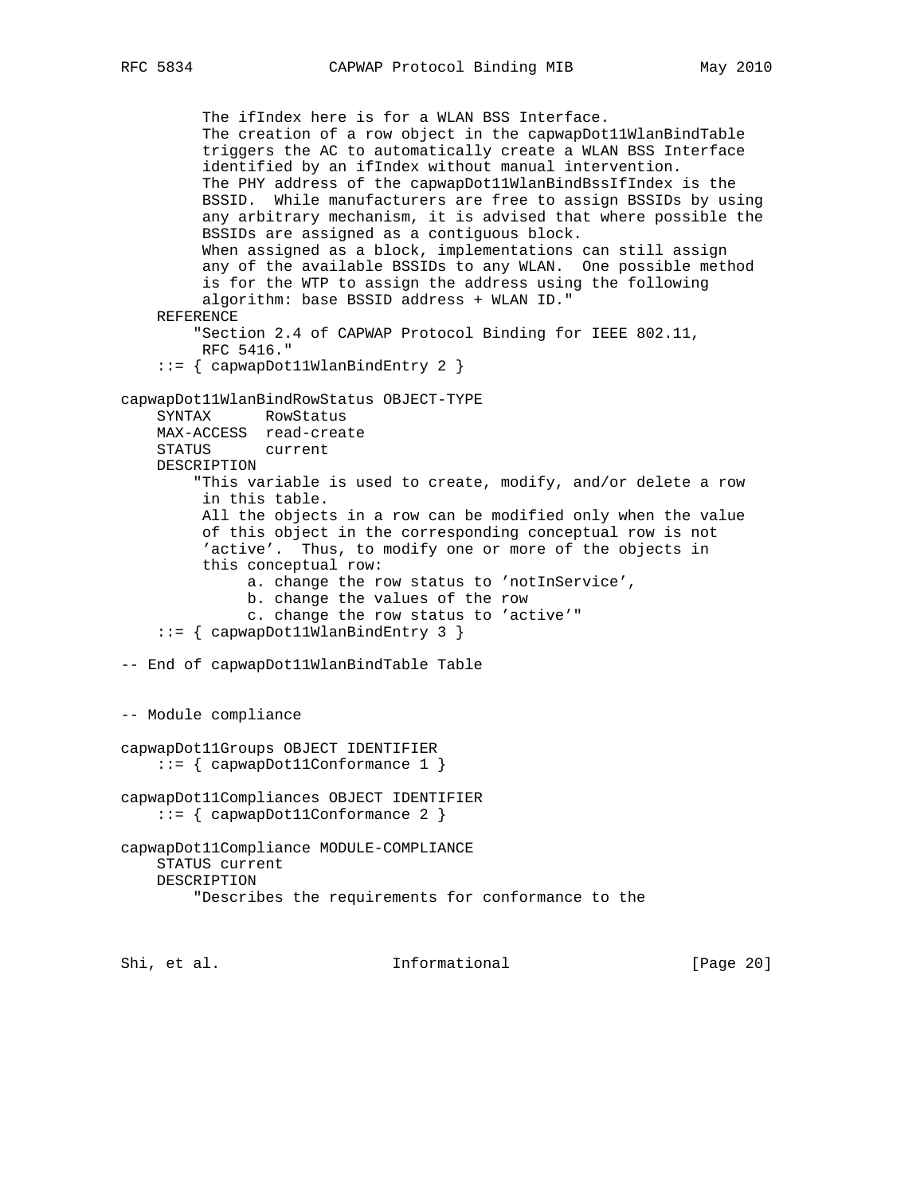```
         The ifIndex here is for a WLAN BSS Interface.
         The creation of a row object in the capwapDot11WlanBindTable
         triggers the AC to automatically create a WLAN BSS Interface
         identified by an ifIndex without manual intervention.
         The PHY address of the capwapDot11WlanBindBssIfIndex is the
         BSSID.  While manufacturers are free to assign BSSIDs by using
         any arbitrary mechanism, it is advised that where possible the
         BSSIDs are assigned as a contiguous block.
         When assigned as a block, implementations can still assign
         any of the available BSSIDs to any WLAN.  One possible method
         is for the WTP to assign the address using the following
         algorithm: base BSSID address + WLAN ID."
    REFERENCE
        "Section 2.4 of CAPWAP Protocol Binding for IEEE 802.11,
         RFC 5416."
    ::= { capwapDot11WlanBindEntry 2 }

capwapDot11WlanBindRowStatus OBJECT-TYPE
    SYNTAX      RowStatus
    MAX-ACCESS  read-create
    STATUS      current
    DESCRIPTION
        "This variable is used to create, modify, and/or delete a row
         in this table.
         All the objects in a row can be modified only when the value
         of this object in the corresponding conceptual row is not
         'active'.  Thus, to modify one or more of the objects in
         this conceptual row:
              a. change the row status to 'notInService',
              b. change the values of the row
              c. change the row status to 'active'"
    ::= { capwapDot11WlanBindEntry 3 }

-- End of capwapDot11WlanBindTable Table


-- Module compliance

capwapDot11Groups OBJECT IDENTIFIER
    ::= { capwapDot11Conformance 1 }

capwapDot11Compliances OBJECT IDENTIFIER
    ::= { capwapDot11Conformance 2 }

capwapDot11Compliance MODULE-COMPLIANCE
    STATUS current
    DESCRIPTION
        "Describes the requirements for conformance to the
```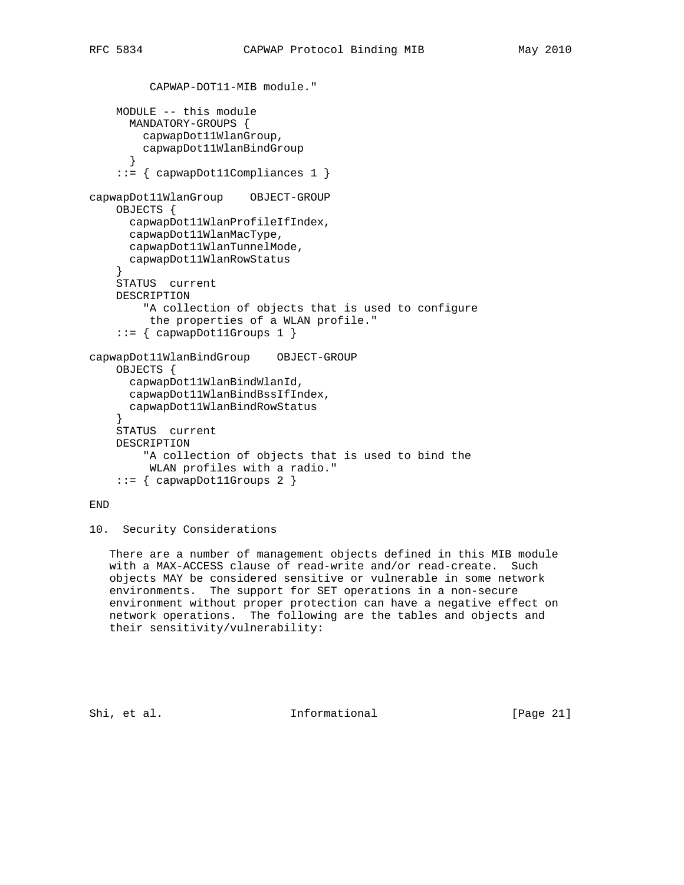```
         CAPWAP-DOT11-MIB module."

    MODULE -- this module
      MANDATORY-GROUPS {
        capwapDot11WlanGroup,
        capwapDot11WlanBindGroup
      }
    ::= { capwapDot11Compliances 1 }

capwapDot11WlanGroup    OBJECT-GROUP
    OBJECTS {
      capwapDot11WlanProfileIfIndex,
      capwapDot11WlanMacType,
      capwapDot11WlanTunnelMode,
      capwapDot11WlanRowStatus
    }
    STATUS  current
    DESCRIPTION
        "A collection of objects that is used to configure
         the properties of a WLAN profile."
    ::= { capwapDot11Groups 1 }

capwapDot11WlanBindGroup    OBJECT-GROUP
    OBJECTS {
      capwapDot11WlanBindWlanId,
      capwapDot11WlanBindBssIfIndex,
      capwapDot11WlanBindRowStatus
    }
    STATUS  current
    DESCRIPTION
        "A collection of objects that is used to bind the
         WLAN profiles with a radio."
    ::= { capwapDot11Groups 2 }

END
```

## 10. Security Considerations

There are a number of management objects defined in this MIB module with a MAX-ACCESS clause of read-write and/or read-create. Such objects MAY be considered sensitive or vulnerable in some network environments. The support for SET operations in a non-secure environment without proper protection can have a negative effect on network operations. The following are the tables and objects and their sensitivity/vulnerability: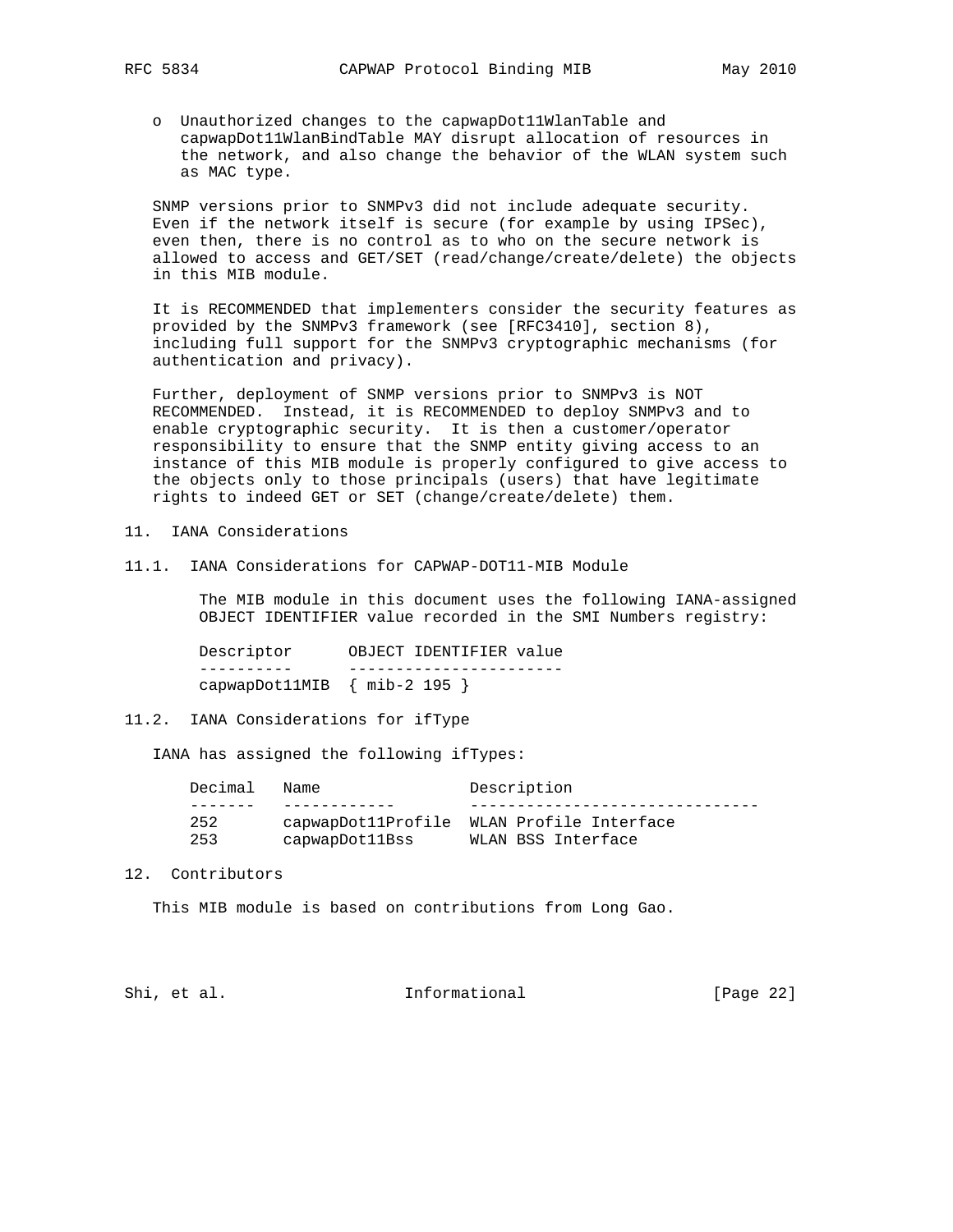- Unauthorized changes to the capwapDot11WlanTable and capwapDot11WlanBindTable MAY disrupt allocation of resources in the network, and also change the behavior of the WLAN system such as MAC type.

SNMP versions prior to SNMPv3 did not include adequate security. Even if the network itself is secure (for example by using IPSec), even then, there is no control as to who on the secure network is allowed to access and GET/SET (read/change/create/delete) the objects in this MIB module.

It is RECOMMENDED that implementers consider the security features as provided by the SNMPv3 framework (see [RFC3410], section 8), including full support for the SNMPv3 cryptographic mechanisms (for authentication and privacy).

Further, deployment of SNMP versions prior to SNMPv3 is NOT RECOMMENDED. Instead, it is RECOMMENDED to deploy SNMPv3 and to enable cryptographic security. It is then a customer/operator responsibility to ensure that the SNMP entity giving access to an instance of this MIB module is properly configured to give access to the objects only to those principals (users) that have legitimate rights to indeed GET or SET (change/create/delete) them.

## 11. IANA Considerations

### 11.1. IANA Considerations for CAPWAP-DOT11-MIB Module

The MIB module in this document uses the following IANA-assigned OBJECT IDENTIFIER value recorded in the SMI Numbers registry:

| Descriptor | OBJECT IDENTIFIER value |
|---|---|
| capwapDot11MIB | { mib-2 195 } |

### 11.2. IANA Considerations for ifType

IANA has assigned the following ifTypes:

| Decimal | Name | Description |
|---|---|---|
| 252 | capwapDot11Profile | WLAN Profile Interface |
| 253 | capwapDot11Bss | WLAN BSS Interface |

## 12. Contributors

This MIB module is based on contributions from Long Gao.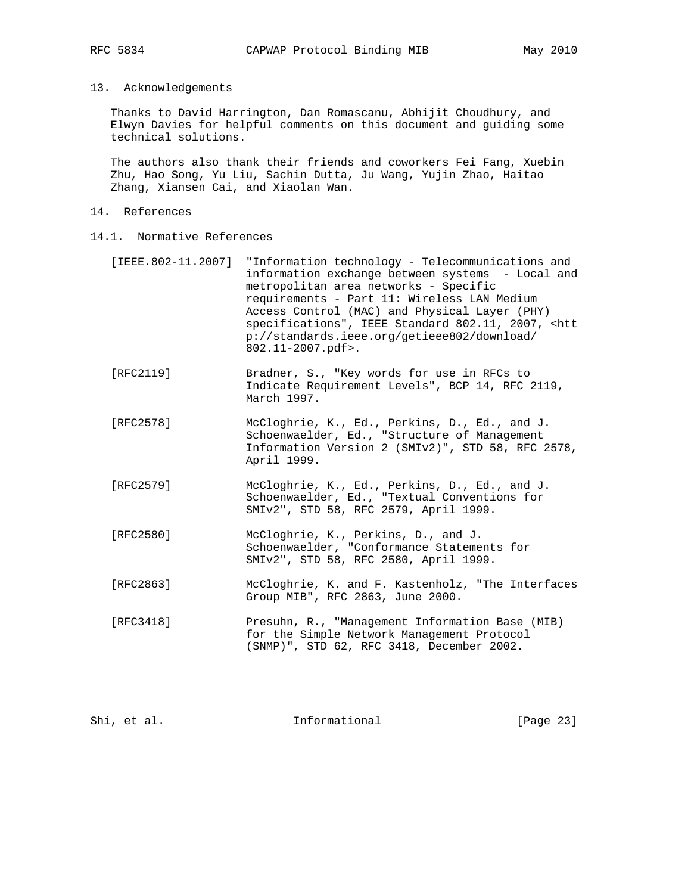## 13. Acknowledgements

Thanks to David Harrington, Dan Romascanu, Abhijit Choudhury, and Elwyn Davies for helpful comments on this document and guiding some technical solutions.

The authors also thank their friends and coworkers Fei Fang, Xuebin Zhu, Hao Song, Yu Liu, Sachin Dutta, Ju Wang, Yujin Zhao, Haitao Zhang, Xiansen Cai, and Xiaolan Wan.

## 14. References

### 14.1. Normative References

[IEEE.802-11.2007] "Information technology - Telecommunications and information exchange between systems - Local and metropolitan area networks - Specific requirements - Part 11: Wireless LAN Medium Access Control (MAC) and Physical Layer (PHY) specifications", IEEE Standard 802.11, 2007, <http://standards.ieee.org/getieee802/download/802.11-2007.pdf>.

[RFC2119] Bradner, S., "Key words for use in RFCs to Indicate Requirement Levels", BCP 14, RFC 2119, March 1997.

[RFC2578] McCloghrie, K., Ed., Perkins, D., Ed., and J. Schoenwaelder, Ed., "Structure of Management Information Version 2 (SMIv2)", STD 58, RFC 2578, April 1999.

[RFC2579] McCloghrie, K., Ed., Perkins, D., Ed., and J. Schoenwaelder, Ed., "Textual Conventions for SMIv2", STD 58, RFC 2579, April 1999.

[RFC2580] McCloghrie, K., Perkins, D., and J. Schoenwaelder, "Conformance Statements for SMIv2", STD 58, RFC 2580, April 1999.

[RFC2863] McCloghrie, K. and F. Kastenholz, "The Interfaces Group MIB", RFC 2863, June 2000.

[RFC3418] Presuhn, R., "Management Information Base (MIB) for the Simple Network Management Protocol (SNMP)", STD 62, RFC 3418, December 2002.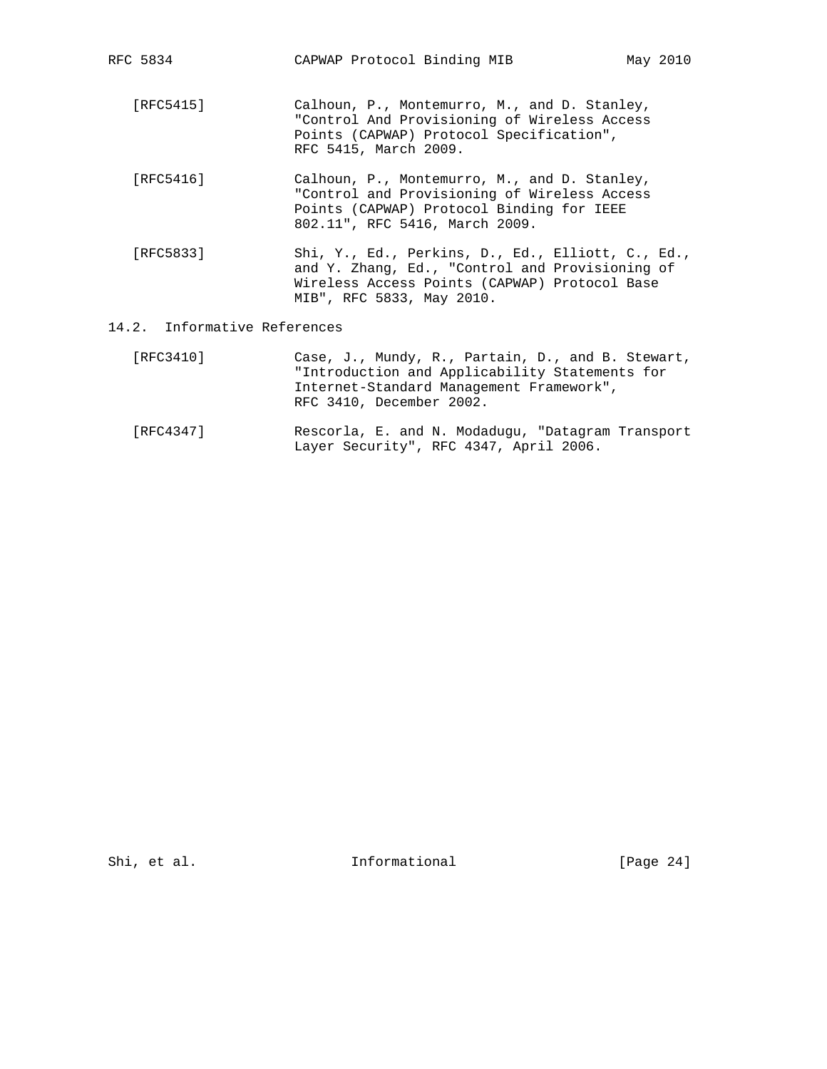[RFC5415] Calhoun, P., Montemurro, M., and D. Stanley, "Control And Provisioning of Wireless Access Points (CAPWAP) Protocol Specification", RFC 5415, March 2009.

[RFC5416] Calhoun, P., Montemurro, M., and D. Stanley, "Control and Provisioning of Wireless Access Points (CAPWAP) Protocol Binding for IEEE 802.11", RFC 5416, March 2009.

[RFC5833] Shi, Y., Ed., Perkins, D., Ed., Elliott, C., Ed., and Y. Zhang, Ed., "Control and Provisioning of Wireless Access Points (CAPWAP) Protocol Base MIB", RFC 5833, May 2010.

## 14.2. Informative References

[RFC3410] Case, J., Mundy, R., Partain, D., and B. Stewart, "Introduction and Applicability Statements for Internet-Standard Management Framework", RFC 3410, December 2002.

[RFC4347] Rescorla, E. and N. Modadugu, "Datagram Transport Layer Security", RFC 4347, April 2006.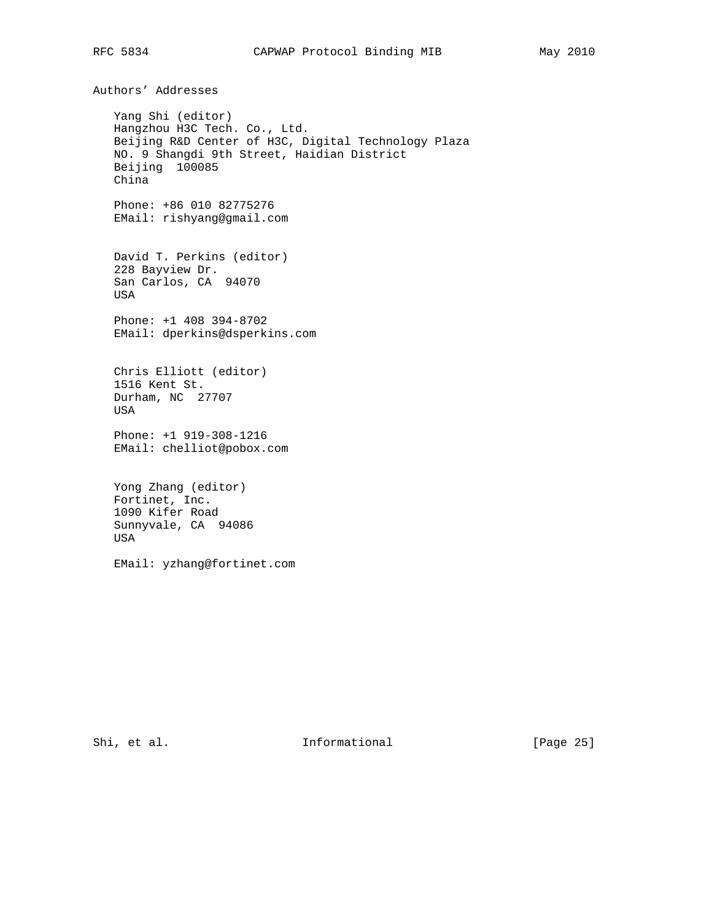## Authors' Addresses

Yang Shi (editor)
Hangzhou H3C Tech. Co., Ltd.
Beijing R&D Center of H3C, Digital Technology Plaza
NO. 9 Shangdi 9th Street, Haidian District
Beijing  100085
China

Phone: +86 010 82775276
EMail: rishyang@gmail.com

David T. Perkins (editor)
228 Bayview Dr.
San Carlos, CA  94070
USA

Phone: +1 408 394-8702
EMail: dperkins@dsperkins.com

Chris Elliott (editor)
1516 Kent St.
Durham, NC  27707
USA

Phone: +1 919-308-1216
EMail: chelliot@pobox.com

Yong Zhang (editor)
Fortinet, Inc.
1090 Kifer Road
Sunnyvale, CA  94086
USA

EMail: yzhang@fortinet.com